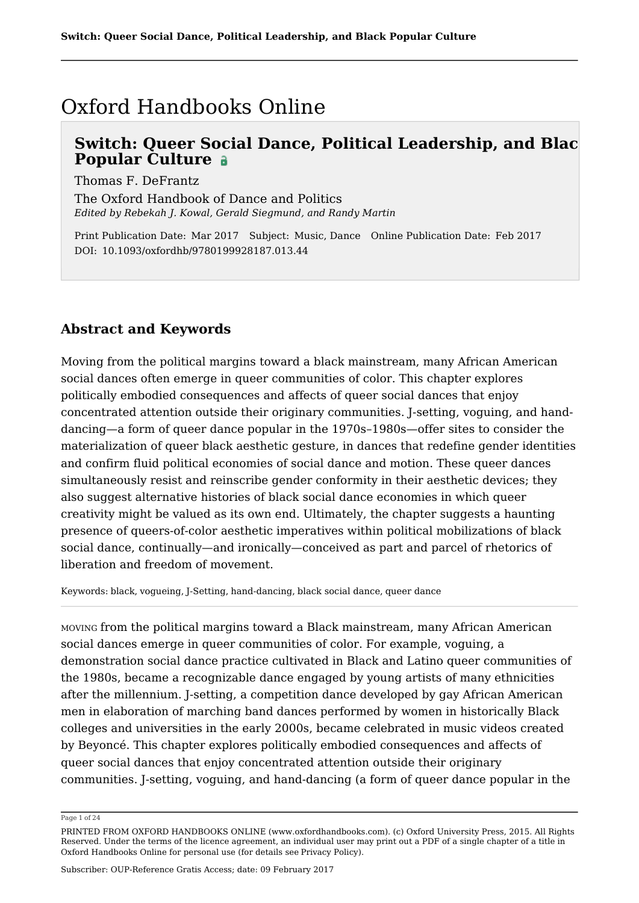# Oxford Handbooks Online

## Switch: Queer Social Dance, Political Leadership, and Black Popular Culture

Thomas F. DeFrantz

The Oxford Handbook of Dance and Politics
*Edited by Rebekah J. Kowal, Gerald Siegmund, and Randy Martin*

Print Publication Date: Mar 2017 Subject: Music, Dance Online Publication Date: Feb 2017
DOI: 10.1093/oxfordhb/9780199928187.013.44

## Abstract and Keywords

Moving from the political margins toward a black mainstream, many African American social dances often emerge in queer communities of color. This chapter explores politically embodied consequences and affects of queer social dances that enjoy concentrated attention outside their originary communities. J-setting, voguing, and hand-dancing—a form of queer dance popular in the 1970s–1980s—offer sites to consider the materialization of queer black aesthetic gesture, in dances that redefine gender identities and confirm fluid political economies of social dance and motion. These queer dances simultaneously resist and reinscribe gender conformity in their aesthetic devices; they also suggest alternative histories of black social dance economies in which queer creativity might be valued as its own end. Ultimately, the chapter suggests a haunting presence of queers-of-color aesthetic imperatives within political mobilizations of black social dance, continually—and ironically—conceived as part and parcel of rhetorics of liberation and freedom of movement.

Keywords: black, vogueing, J-Setting, hand-dancing, black social dance, queer dance

---

MOVING from the political margins toward a Black mainstream, many African American social dances emerge in queer communities of color. For example, voguing, a demonstration social dance practice cultivated in Black and Latino queer communities of the 1980s, became a recognizable dance engaged by young artists of many ethnicities after the millennium. J-setting, a competition dance developed by gay African American men in elaboration of marching band dances performed by women in historically Black colleges and universities in the early 2000s, became celebrated in music videos created by Beyoncé. This chapter explores politically embodied consequences and affects of queer social dances that enjoy concentrated attention outside their originary communities. J-setting, voguing, and hand-dancing (a form of queer dance popular in the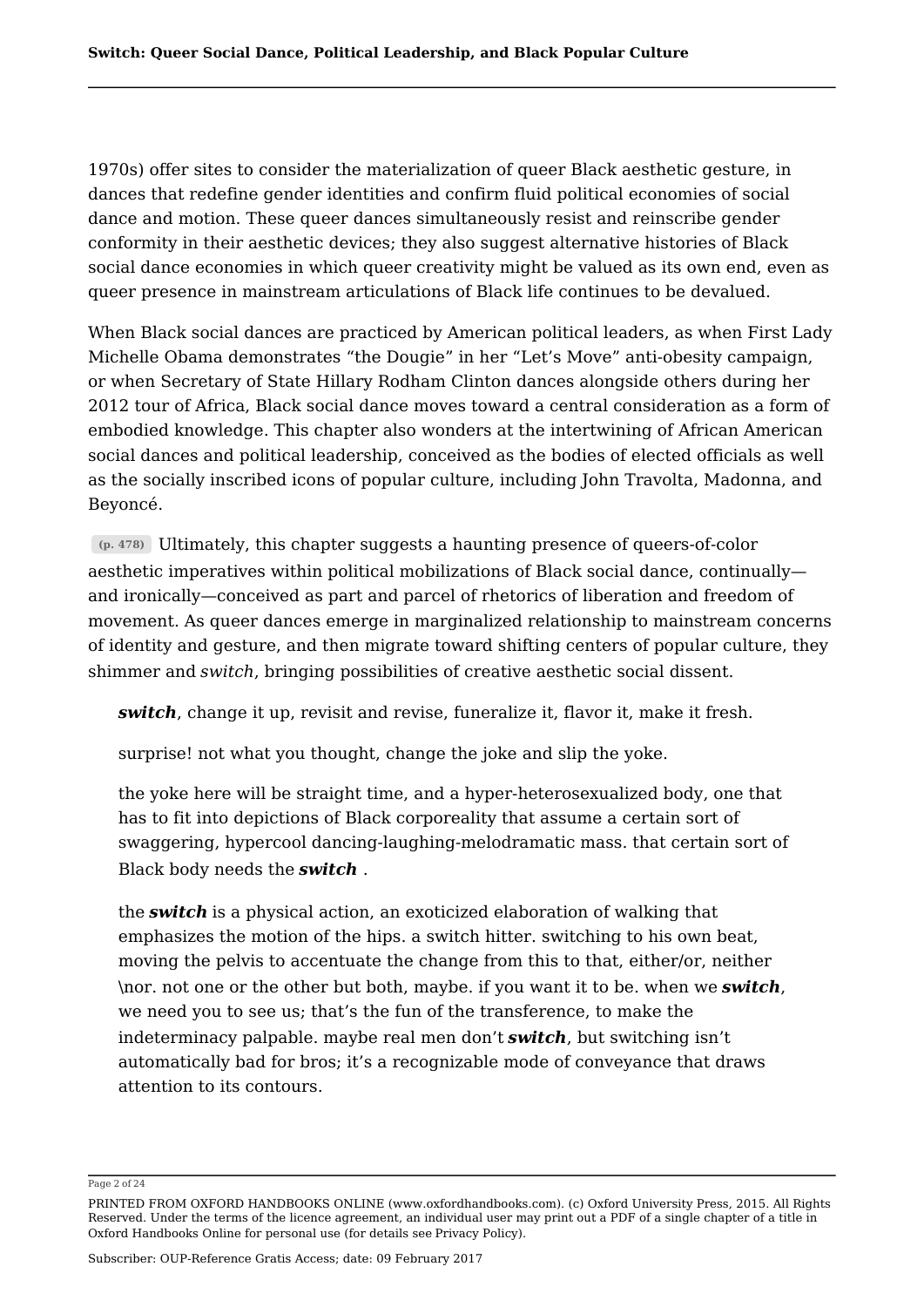1970s) offer sites to consider the materialization of queer Black aesthetic gesture, in dances that redefine gender identities and confirm fluid political economies of social dance and motion. These queer dances simultaneously resist and reinscribe gender conformity in their aesthetic devices; they also suggest alternative histories of Black social dance economies in which queer creativity might be valued as its own end, even as queer presence in mainstream articulations of Black life continues to be devalued.

When Black social dances are practiced by American political leaders, as when First Lady Michelle Obama demonstrates "the Dougie" in her "Let's Move" anti-obesity campaign, or when Secretary of State Hillary Rodham Clinton dances alongside others during her 2012 tour of Africa, Black social dance moves toward a central consideration as a form of embodied knowledge. This chapter also wonders at the intertwining of African American social dances and political leadership, conceived as the bodies of elected officials as well as the socially inscribed icons of popular culture, including John Travolta, Madonna, and Beyoncé.

(p. 478) Ultimately, this chapter suggests a haunting presence of queers-of-color aesthetic imperatives within political mobilizations of Black social dance, continually—and ironically—conceived as part and parcel of rhetorics of liberation and freedom of movement. As queer dances emerge in marginalized relationship to mainstream concerns of identity and gesture, and then migrate toward shifting centers of popular culture, they shimmer and *switch*, bringing possibilities of creative aesthetic social dissent.

> ***switch***, change it up, revisit and revise, funeralize it, flavor it, make it fresh.
>
> surprise! not what you thought, change the joke and slip the yoke.
>
> the yoke here will be straight time, and a hyper-heterosexualized body, one that has to fit into depictions of Black corporeality that assume a certain sort of swaggering, hypercool dancing-laughing-melodramatic mass. that certain sort of Black body needs the ***switch*** .
>
> the ***switch*** is a physical action, an exoticized elaboration of walking that emphasizes the motion of the hips. a switch hitter. switching to his own beat, moving the pelvis to accentuate the change from this to that, either/or, neither \nor. not one or the other but both, maybe. if you want it to be. when we ***switch***, we need you to see us; that's the fun of the transference, to make the indeterminacy palpable. maybe real men don't ***switch***, but switching isn't automatically bad for bros; it's a recognizable mode of conveyance that draws attention to its contours.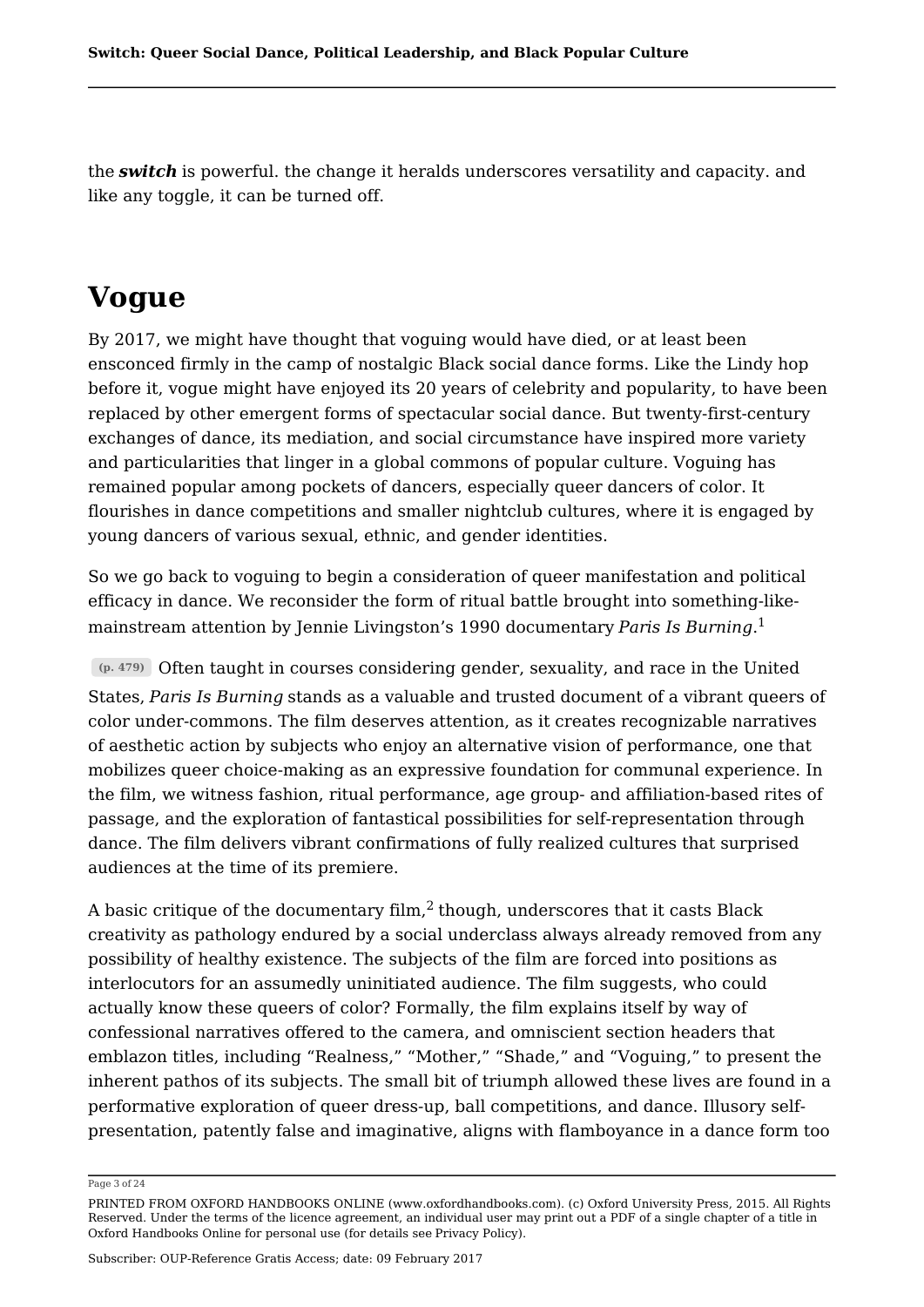the ***switch*** is powerful. the change it heralds underscores versatility and capacity. and like any toggle, it can be turned off.

# Vogue

By 2017, we might have thought that voguing would have died, or at least been ensconced firmly in the camp of nostalgic Black social dance forms. Like the Lindy hop before it, vogue might have enjoyed its 20 years of celebrity and popularity, to have been replaced by other emergent forms of spectacular social dance. But twenty-first-century exchanges of dance, its mediation, and social circumstance have inspired more variety and particularities that linger in a global commons of popular culture. Voguing has remained popular among pockets of dancers, especially queer dancers of color. It flourishes in dance competitions and smaller nightclub cultures, where it is engaged by young dancers of various sexual, ethnic, and gender identities.

So we go back to voguing to begin a consideration of queer manifestation and political efficacy in dance. We reconsider the form of ritual battle brought into something-like-mainstream attention by Jennie Livingston's 1990 documentary *Paris Is Burning*.[1]

(p. 479) Often taught in courses considering gender, sexuality, and race in the United States, *Paris Is Burning* stands as a valuable and trusted document of a vibrant queers of color under-commons. The film deserves attention, as it creates recognizable narratives of aesthetic action by subjects who enjoy an alternative vision of performance, one that mobilizes queer choice-making as an expressive foundation for communal experience. In the film, we witness fashion, ritual performance, age group- and affiliation-based rites of passage, and the exploration of fantastical possibilities for self-representation through dance. The film delivers vibrant confirmations of fully realized cultures that surprised audiences at the time of its premiere.

A basic critique of the documentary film,[2] though, underscores that it casts Black creativity as pathology endured by a social underclass always already removed from any possibility of healthy existence. The subjects of the film are forced into positions as interlocutors for an assumedly uninitiated audience. The film suggests, who could actually know these queers of color? Formally, the film explains itself by way of confessional narratives offered to the camera, and omniscient section headers that emblazon titles, including "Realness," "Mother," "Shade," and "Voguing," to present the inherent pathos of its subjects. The small bit of triumph allowed these lives are found in a performative exploration of queer dress-up, ball competitions, and dance. Illusory self-presentation, patently false and imaginative, aligns with flamboyance in a dance form too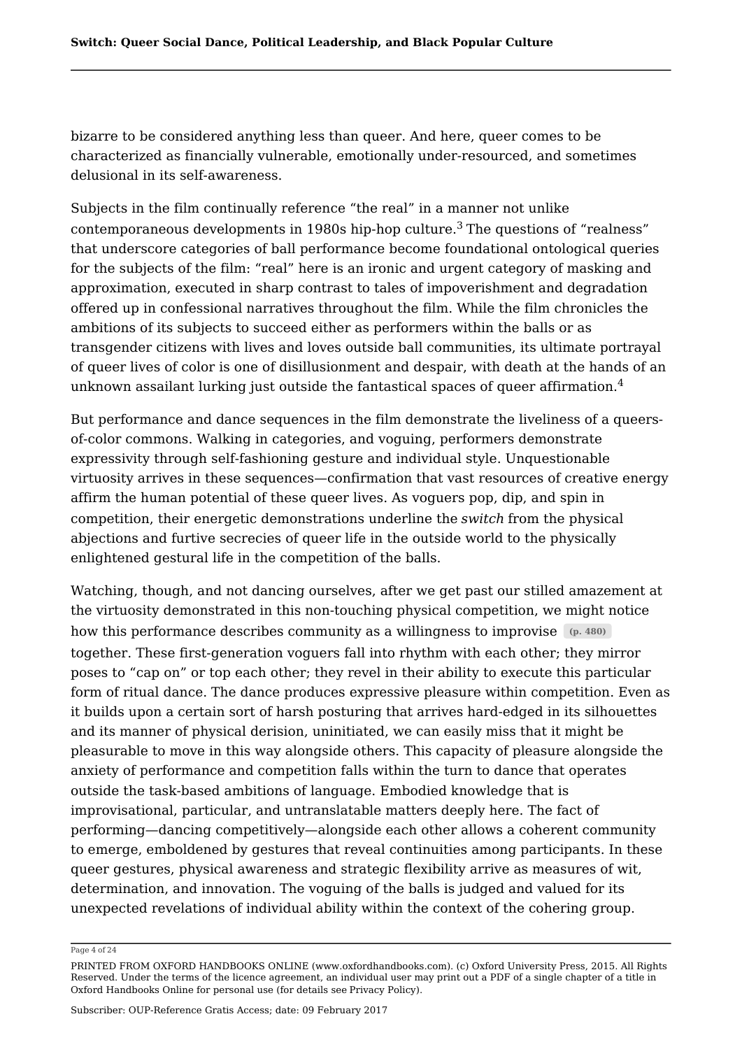bizarre to be considered anything less than queer. And here, queer comes to be characterized as financially vulnerable, emotionally under-resourced, and sometimes delusional in its self-awareness.

Subjects in the film continually reference "the real" in a manner not unlike contemporaneous developments in 1980s hip-hop culture.[3] The questions of "realness" that underscore categories of ball performance become foundational ontological queries for the subjects of the film: "real" here is an ironic and urgent category of masking and approximation, executed in sharp contrast to tales of impoverishment and degradation offered up in confessional narratives throughout the film. While the film chronicles the ambitions of its subjects to succeed either as performers within the balls or as transgender citizens with lives and loves outside ball communities, its ultimate portrayal of queer lives of color is one of disillusionment and despair, with death at the hands of an unknown assailant lurking just outside the fantastical spaces of queer affirmation.[4]

But performance and dance sequences in the film demonstrate the liveliness of a queers-of-color commons. Walking in categories, and voguing, performers demonstrate expressivity through self-fashioning gesture and individual style. Unquestionable virtuosity arrives in these sequences—confirmation that vast resources of creative energy affirm the human potential of these queer lives. As voguers pop, dip, and spin in competition, their energetic demonstrations underline the *switch* from the physical abjections and furtive secrecies of queer life in the outside world to the physically enlightened gestural life in the competition of the balls.

Watching, though, and not dancing ourselves, after we get past our stilled amazement at the virtuosity demonstrated in this non-touching physical competition, we might notice how this performance describes community as a willingness to improvise (p. 480) together. These first-generation voguers fall into rhythm with each other; they mirror poses to "cap on" or top each other; they revel in their ability to execute this particular form of ritual dance. The dance produces expressive pleasure within competition. Even as it builds upon a certain sort of harsh posturing that arrives hard-edged in its silhouettes and its manner of physical derision, uninitiated, we can easily miss that it might be pleasurable to move in this way alongside others. This capacity of pleasure alongside the anxiety of performance and competition falls within the turn to dance that operates outside the task-based ambitions of language. Embodied knowledge that is improvisational, particular, and untranslatable matters deeply here. The fact of performing—dancing competitively—alongside each other allows a coherent community to emerge, emboldened by gestures that reveal continuities among participants. In these queer gestures, physical awareness and strategic flexibility arrive as measures of wit, determination, and innovation. The voguing of the balls is judged and valued for its unexpected revelations of individual ability within the context of the cohering group.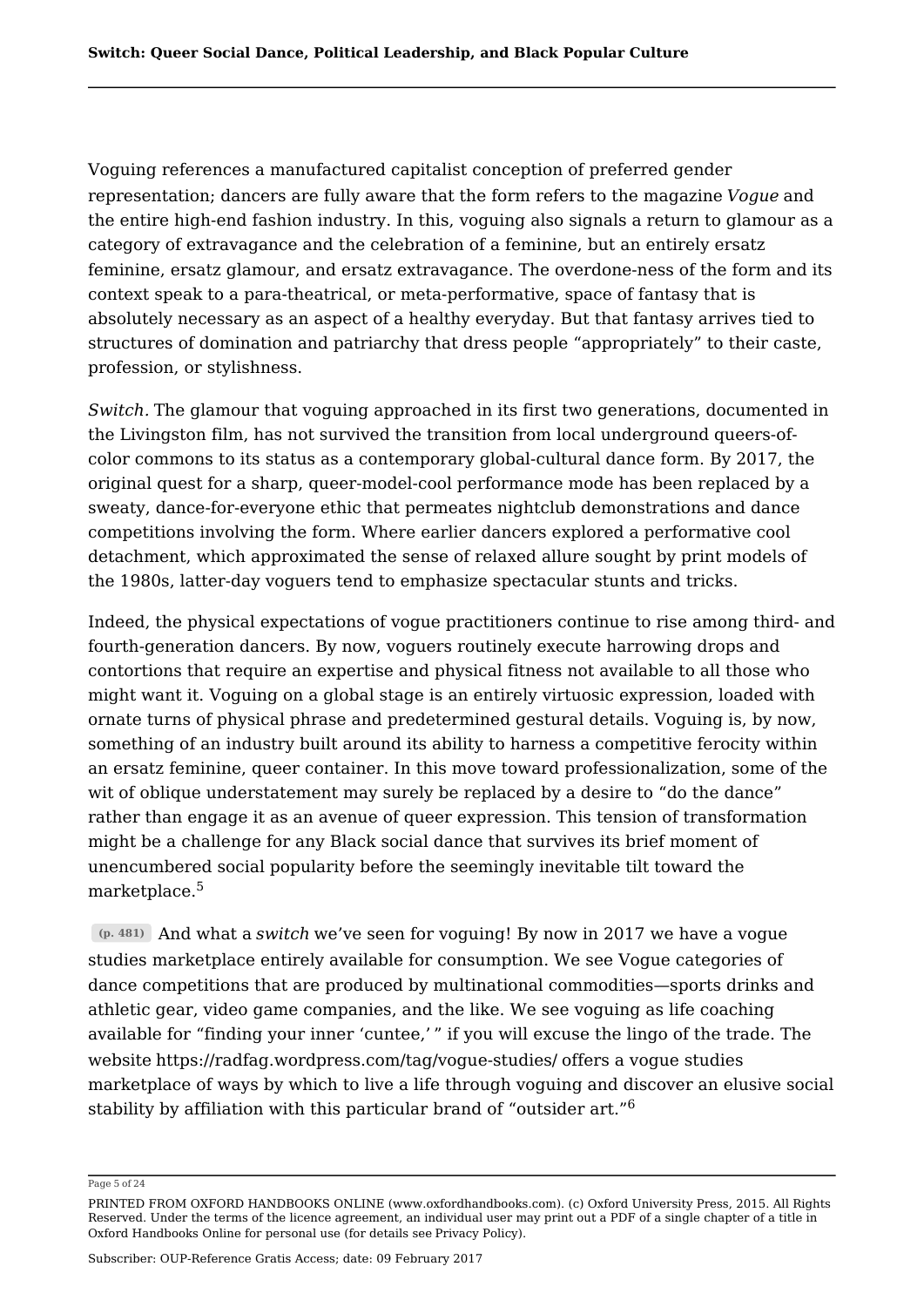Voguing references a manufactured capitalist conception of preferred gender representation; dancers are fully aware that the form refers to the magazine *Vogue* and the entire high-end fashion industry. In this, voguing also signals a return to glamour as a category of extravagance and the celebration of a feminine, but an entirely ersatz feminine, ersatz glamour, and ersatz extravagance. The overdone-ness of the form and its context speak to a para-theatrical, or meta-performative, space of fantasy that is absolutely necessary as an aspect of a healthy everyday. But that fantasy arrives tied to structures of domination and patriarchy that dress people "appropriately" to their caste, profession, or stylishness.

*Switch*. The glamour that voguing approached in its first two generations, documented in the Livingston film, has not survived the transition from local underground queers-of-color commons to its status as a contemporary global-cultural dance form. By 2017, the original quest for a sharp, queer-model-cool performance mode has been replaced by a sweaty, dance-for-everyone ethic that permeates nightclub demonstrations and dance competitions involving the form. Where earlier dancers explored a performative cool detachment, which approximated the sense of relaxed allure sought by print models of the 1980s, latter-day voguers tend to emphasize spectacular stunts and tricks.

Indeed, the physical expectations of vogue practitioners continue to rise among third- and fourth-generation dancers. By now, voguers routinely execute harrowing drops and contortions that require an expertise and physical fitness not available to all those who might want it. Voguing on a global stage is an entirely virtuosic expression, loaded with ornate turns of physical phrase and predetermined gestural details. Voguing is, by now, something of an industry built around its ability to harness a competitive ferocity within an ersatz feminine, queer container. In this move toward professionalization, some of the wit of oblique understatement may surely be replaced by a desire to "do the dance" rather than engage it as an avenue of queer expression. This tension of transformation might be a challenge for any Black social dance that survives its brief moment of unencumbered social popularity before the seemingly inevitable tilt toward the marketplace.[5]

(p. 481) And what a *switch* we've seen for voguing! By now in 2017 we have a vogue studies marketplace entirely available for consumption. We see Vogue categories of dance competitions that are produced by multinational commodities—sports drinks and athletic gear, video game companies, and the like. We see voguing as life coaching available for "finding your inner 'cuntee,' " if you will excuse the lingo of the trade. The website https://radfag.wordpress.com/tag/vogue-studies/ offers a vogue studies marketplace of ways by which to live a life through voguing and discover an elusive social stability by affiliation with this particular brand of "outsider art."[6]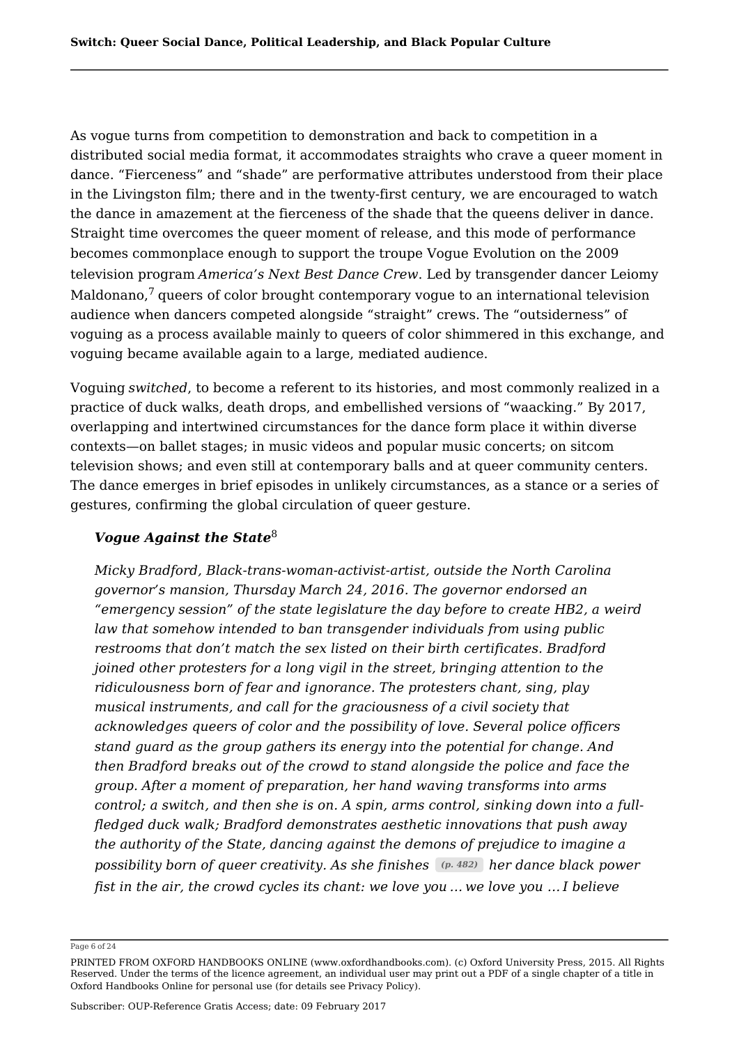As vogue turns from competition to demonstration and back to competition in a distributed social media format, it accommodates straights who crave a queer moment in dance. "Fierceness" and "shade" are performative attributes understood from their place in the Livingston film; there and in the twenty-first century, we are encouraged to watch the dance in amazement at the fierceness of the shade that the queens deliver in dance. Straight time overcomes the queer moment of release, and this mode of performance becomes commonplace enough to support the troupe Vogue Evolution on the 2009 television program *America's Next Best Dance Crew*. Led by transgender dancer Leiomy Maldonano,[7] queers of color brought contemporary vogue to an international television audience when dancers competed alongside "straight" crews. The "outsiderness" of voguing as a process available mainly to queers of color shimmered in this exchange, and voguing became available again to a large, mediated audience.

Voguing *switched*, to become a referent to its histories, and most commonly realized in a practice of duck walks, death drops, and embellished versions of "waacking." By 2017, overlapping and intertwined circumstances for the dance form place it within diverse contexts—on ballet stages; in music videos and popular music concerts; on sitcom television shows; and even still at contemporary balls and at queer community centers. The dance emerges in brief episodes in unlikely circumstances, as a stance or a series of gestures, confirming the global circulation of queer gesture.

> ***Vogue Against the State***[8]
>
> *Micky Bradford, Black-trans-woman-activist-artist, outside the North Carolina governor's mansion, Thursday March 24, 2016. The governor endorsed an "emergency session" of the state legislature the day before to create HB2, a weird law that somehow intended to ban transgender individuals from using public restrooms that don't match the sex listed on their birth certificates. Bradford joined other protesters for a long vigil in the street, bringing attention to the ridiculousness born of fear and ignorance. The protesters chant, sing, play musical instruments, and call for the graciousness of a civil society that acknowledges queers of color and the possibility of love. Several police officers stand guard as the group gathers its energy into the potential for change. And then Bradford breaks out of the crowd to stand alongside the police and face the group. After a moment of preparation, her hand waving transforms into arms control; a switch, and then she is on. A spin, arms control, sinking down into a full-fledged duck walk; Bradford demonstrates aesthetic innovations that push away the authority of the State, dancing against the demons of prejudice to imagine a possibility born of queer creativity. As she finishes (p. 482) her dance black power fist in the air, the crowd cycles its chant: we love you … we love you … I believe*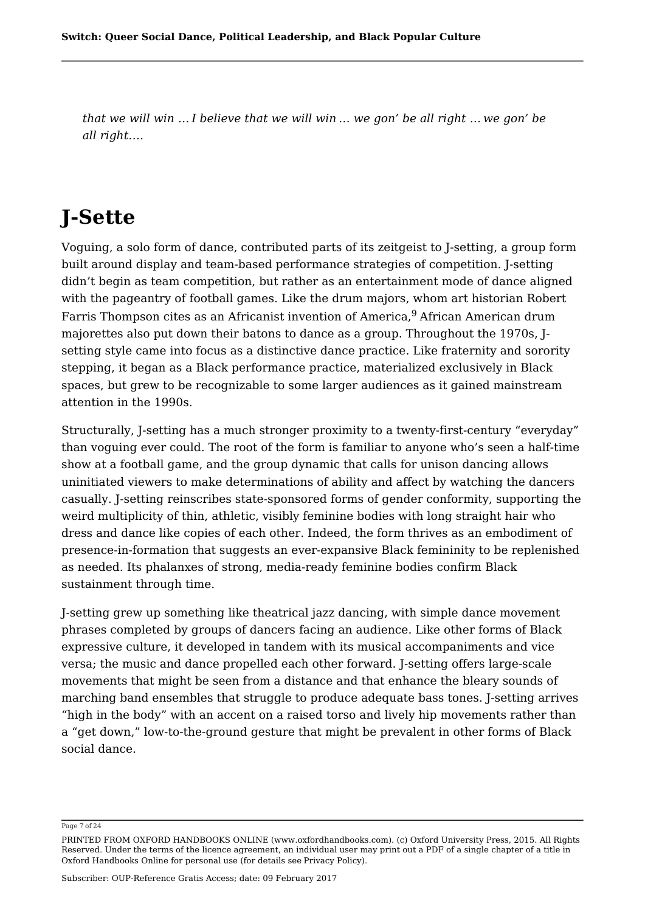*that we will win … I believe that we will win … we gon' be all right … we gon' be all right….*

# J-Sette

Voguing, a solo form of dance, contributed parts of its zeitgeist to J-setting, a group form built around display and team-based performance strategies of competition. J-setting didn't begin as team competition, but rather as an entertainment mode of dance aligned with the pageantry of football games. Like the drum majors, whom art historian Robert Farris Thompson cites as an Africanist invention of America,[9] African American drum majorettes also put down their batons to dance as a group. Throughout the 1970s, J-setting style came into focus as a distinctive dance practice. Like fraternity and sorority stepping, it began as a Black performance practice, materialized exclusively in Black spaces, but grew to be recognizable to some larger audiences as it gained mainstream attention in the 1990s.

Structurally, J-setting has a much stronger proximity to a twenty-first-century "everyday" than voguing ever could. The root of the form is familiar to anyone who's seen a half-time show at a football game, and the group dynamic that calls for unison dancing allows uninitiated viewers to make determinations of ability and affect by watching the dancers casually. J-setting reinscribes state-sponsored forms of gender conformity, supporting the weird multiplicity of thin, athletic, visibly feminine bodies with long straight hair who dress and dance like copies of each other. Indeed, the form thrives as an embodiment of presence-in-formation that suggests an ever-expansive Black femininity to be replenished as needed. Its phalanxes of strong, media-ready feminine bodies confirm Black sustainment through time.

J-setting grew up something like theatrical jazz dancing, with simple dance movement phrases completed by groups of dancers facing an audience. Like other forms of Black expressive culture, it developed in tandem with its musical accompaniments and vice versa; the music and dance propelled each other forward. J-setting offers large-scale movements that might be seen from a distance and that enhance the bleary sounds of marching band ensembles that struggle to produce adequate bass tones. J-setting arrives "high in the body" with an accent on a raised torso and lively hip movements rather than a "get down," low-to-the-ground gesture that might be prevalent in other forms of Black social dance.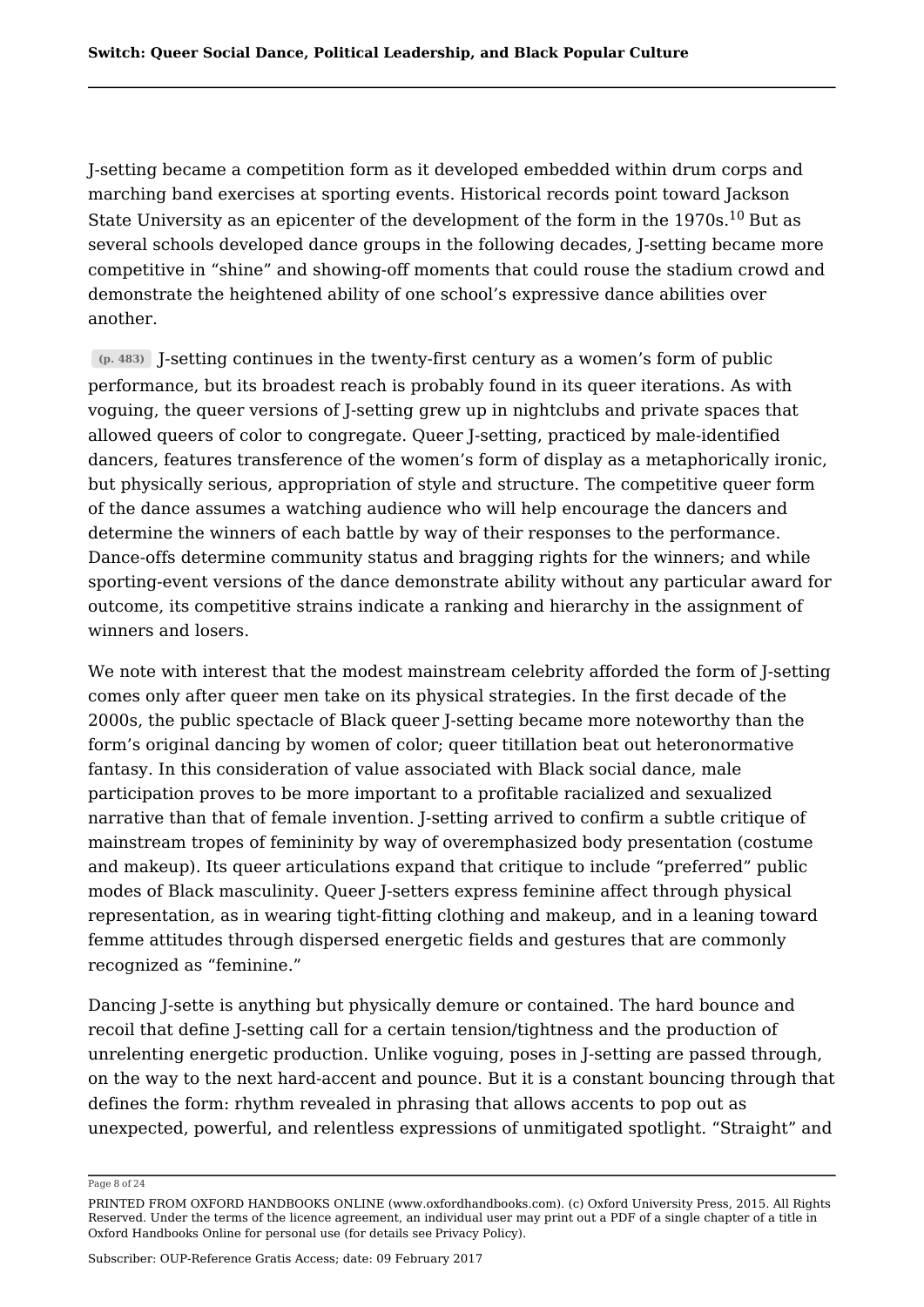J-setting became a competition form as it developed embedded within drum corps and marching band exercises at sporting events. Historical records point toward Jackson State University as an epicenter of the development of the form in the 1970s.[10] But as several schools developed dance groups in the following decades, J-setting became more competitive in “shine” and showing-off moments that could rouse the stadium crowd and demonstrate the heightened ability of one school’s expressive dance abilities over another.

(p. 483) J-setting continues in the twenty-first century as a women’s form of public performance, but its broadest reach is probably found in its queer iterations. As with voguing, the queer versions of J-setting grew up in nightclubs and private spaces that allowed queers of color to congregate. Queer J-setting, practiced by male-identified dancers, features transference of the women’s form of display as a metaphorically ironic, but physically serious, appropriation of style and structure. The competitive queer form of the dance assumes a watching audience who will help encourage the dancers and determine the winners of each battle by way of their responses to the performance. Dance-offs determine community status and bragging rights for the winners; and while sporting-event versions of the dance demonstrate ability without any particular award for outcome, its competitive strains indicate a ranking and hierarchy in the assignment of winners and losers.

We note with interest that the modest mainstream celebrity afforded the form of J-setting comes only after queer men take on its physical strategies. In the first decade of the 2000s, the public spectacle of Black queer J-setting became more noteworthy than the form’s original dancing by women of color; queer titillation beat out heteronormative fantasy. In this consideration of value associated with Black social dance, male participation proves to be more important to a profitable racialized and sexualized narrative than that of female invention. J-setting arrived to confirm a subtle critique of mainstream tropes of femininity by way of overemphasized body presentation (costume and makeup). Its queer articulations expand that critique to include “preferred” public modes of Black masculinity. Queer J-setters express feminine affect through physical representation, as in wearing tight-fitting clothing and makeup, and in a leaning toward femme attitudes through dispersed energetic fields and gestures that are commonly recognized as “feminine.”

Dancing J-sette is anything but physically demure or contained. The hard bounce and recoil that define J-setting call for a certain tension/tightness and the production of unrelenting energetic production. Unlike voguing, poses in J-setting are passed through, on the way to the next hard-accent and pounce. But it is a constant bouncing through that defines the form: rhythm revealed in phrasing that allows accents to pop out as unexpected, powerful, and relentless expressions of unmitigated spotlight. “Straight” and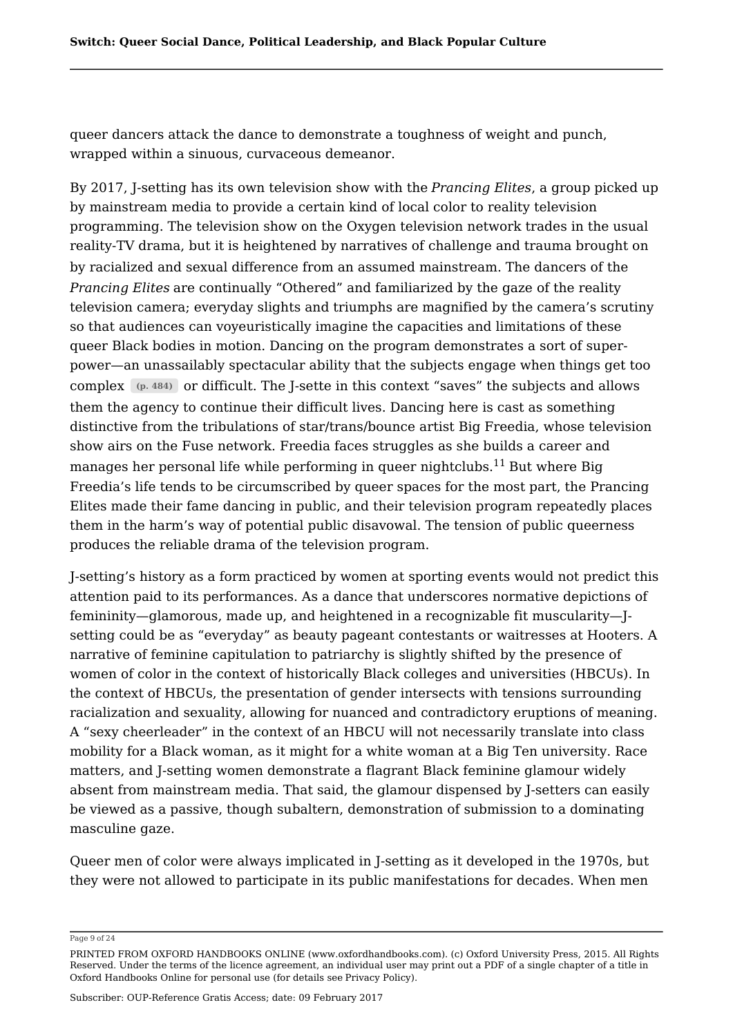queer dancers attack the dance to demonstrate a toughness of weight and punch, wrapped within a sinuous, curvaceous demeanor.

By 2017, J-setting has its own television show with the *Prancing Elites*, a group picked up by mainstream media to provide a certain kind of local color to reality television programming. The television show on the Oxygen television network trades in the usual reality-TV drama, but it is heightened by narratives of challenge and trauma brought on by racialized and sexual difference from an assumed mainstream. The dancers of the *Prancing Elites* are continually "Othered" and familiarized by the gaze of the reality television camera; everyday slights and triumphs are magnified by the camera's scrutiny so that audiences can voyeuristically imagine the capacities and limitations of these queer Black bodies in motion. Dancing on the program demonstrates a sort of super-power—an unassailably spectacular ability that the subjects engage when things get too complex (p. 484) or difficult. The J-sette in this context "saves" the subjects and allows them the agency to continue their difficult lives. Dancing here is cast as something distinctive from the tribulations of star/trans/bounce artist Big Freedia, whose television show airs on the Fuse network. Freedia faces struggles as she builds a career and manages her personal life while performing in queer nightclubs.[11] But where Big Freedia's life tends to be circumscribed by queer spaces for the most part, the Prancing Elites made their fame dancing in public, and their television program repeatedly places them in the harm's way of potential public disavowal. The tension of public queerness produces the reliable drama of the television program.

J-setting's history as a form practiced by women at sporting events would not predict this attention paid to its performances. As a dance that underscores normative depictions of femininity—glamorous, made up, and heightened in a recognizable fit muscularity—J-setting could be as "everyday" as beauty pageant contestants or waitresses at Hooters. A narrative of feminine capitulation to patriarchy is slightly shifted by the presence of women of color in the context of historically Black colleges and universities (HBCUs). In the context of HBCUs, the presentation of gender intersects with tensions surrounding racialization and sexuality, allowing for nuanced and contradictory eruptions of meaning. A "sexy cheerleader" in the context of an HBCU will not necessarily translate into class mobility for a Black woman, as it might for a white woman at a Big Ten university. Race matters, and J-setting women demonstrate a flagrant Black feminine glamour widely absent from mainstream media. That said, the glamour dispensed by J-setters can easily be viewed as a passive, though subaltern, demonstration of submission to a dominating masculine gaze.

Queer men of color were always implicated in J-setting as it developed in the 1970s, but they were not allowed to participate in its public manifestations for decades. When men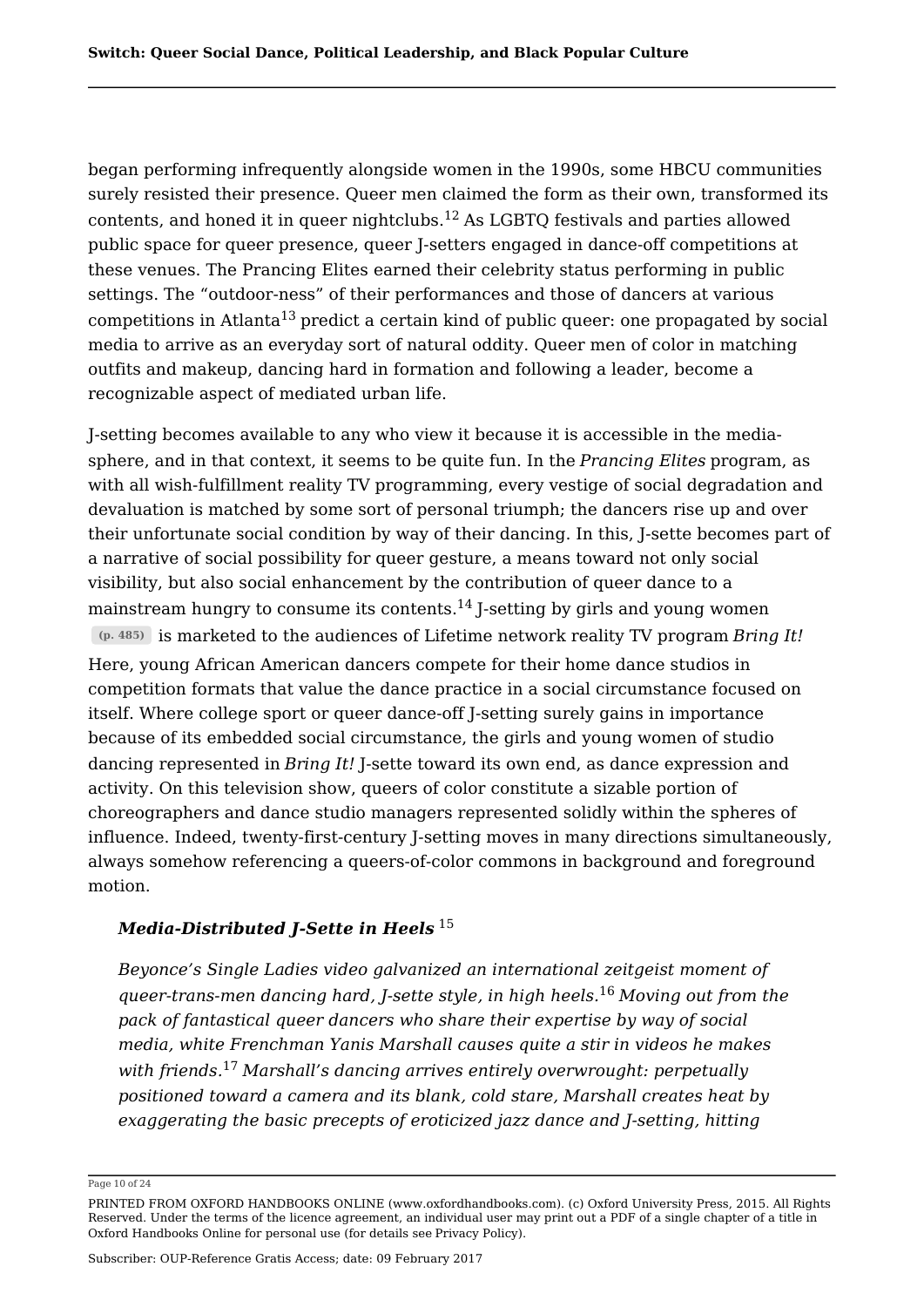began performing infrequently alongside women in the 1990s, some HBCU communities surely resisted their presence. Queer men claimed the form as their own, transformed its contents, and honed it in queer nightclubs.[12] As LGBTQ festivals and parties allowed public space for queer presence, queer J-setters engaged in dance-off competitions at these venues. The Prancing Elites earned their celebrity status performing in public settings. The "outdoor-ness" of their performances and those of dancers at various competitions in Atlanta[13] predict a certain kind of public queer: one propagated by social media to arrive as an everyday sort of natural oddity. Queer men of color in matching outfits and makeup, dancing hard in formation and following a leader, become a recognizable aspect of mediated urban life.

J-setting becomes available to any who view it because it is accessible in the media-sphere, and in that context, it seems to be quite fun. In the *Prancing Elites* program, as with all wish-fulfillment reality TV programming, every vestige of social degradation and devaluation is matched by some sort of personal triumph; the dancers rise up and over their unfortunate social condition by way of their dancing. In this, J-sette becomes part of a narrative of social possibility for queer gesture, a means toward not only social visibility, but also social enhancement by the contribution of queer dance to a mainstream hungry to consume its contents.[14] J-setting by girls and young women (p. 485) is marketed to the audiences of Lifetime network reality TV program *Bring It!* Here, young African American dancers compete for their home dance studios in competition formats that value the dance practice in a social circumstance focused on itself. Where college sport or queer dance-off J-setting surely gains in importance because of its embedded social circumstance, the girls and young women of studio dancing represented in *Bring It!* J-sette toward its own end, as dance expression and activity. On this television show, queers of color constitute a sizable portion of choreographers and dance studio managers represented solidly within the spheres of influence. Indeed, twenty-first-century J-setting moves in many directions simultaneously, always somehow referencing a queers-of-color commons in background and foreground motion.

### *Media-Distributed J-Sette in Heels* [15]

*Beyonce's Single Ladies video galvanized an international zeitgeist moment of queer-trans-men dancing hard, J-sette style, in high heels.*[16] *Moving out from the pack of fantastical queer dancers who share their expertise by way of social media, white Frenchman Yanis Marshall causes quite a stir in videos he makes with friends.*[17] *Marshall's dancing arrives entirely overwrought: perpetually positioned toward a camera and its blank, cold stare, Marshall creates heat by exaggerating the basic precepts of eroticized jazz dance and J-setting, hitting*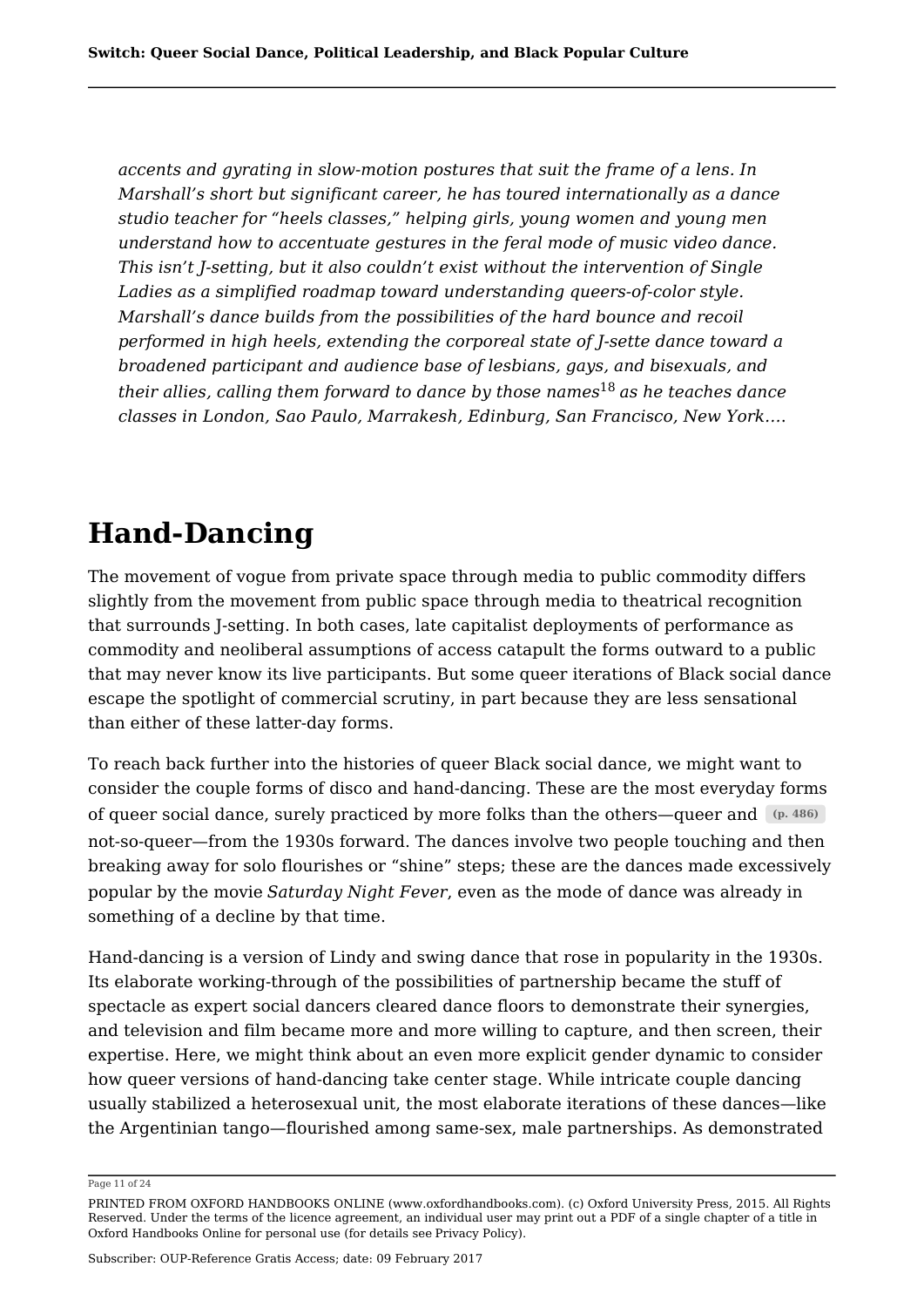*accents and gyrating in slow-motion postures that suit the frame of a lens. In Marshall's short but significant career, he has toured internationally as a dance studio teacher for "heels classes," helping girls, young women and young men understand how to accentuate gestures in the feral mode of music video dance. This isn't J-setting, but it also couldn't exist without the intervention of Single Ladies as a simplified roadmap toward understanding queers-of-color style. Marshall's dance builds from the possibilities of the hard bounce and recoil performed in high heels, extending the corporeal state of J-sette dance toward a broadened participant and audience base of lesbians, gays, and bisexuals, and their allies, calling them forward to dance by those names*[18] *as he teaches dance classes in London, Sao Paulo, Marrakesh, Edinburg, San Francisco, New York….*

# Hand-Dancing

The movement of vogue from private space through media to public commodity differs slightly from the movement from public space through media to theatrical recognition that surrounds J-setting. In both cases, late capitalist deployments of performance as commodity and neoliberal assumptions of access catapult the forms outward to a public that may never know its live participants. But some queer iterations of Black social dance escape the spotlight of commercial scrutiny, in part because they are less sensational than either of these latter-day forms.

To reach back further into the histories of queer Black social dance, we might want to consider the couple forms of disco and hand-dancing. These are the most everyday forms of queer social dance, surely practiced by more folks than the others—queer and (p. 486) not-so-queer—from the 1930s forward. The dances involve two people touching and then breaking away for solo flourishes or "shine" steps; these are the dances made excessively popular by the movie *Saturday Night Fever*, even as the mode of dance was already in something of a decline by that time.

Hand-dancing is a version of Lindy and swing dance that rose in popularity in the 1930s. Its elaborate working-through of the possibilities of partnership became the stuff of spectacle as expert social dancers cleared dance floors to demonstrate their synergies, and television and film became more and more willing to capture, and then screen, their expertise. Here, we might think about an even more explicit gender dynamic to consider how queer versions of hand-dancing take center stage. While intricate couple dancing usually stabilized a heterosexual unit, the most elaborate iterations of these dances—like the Argentinian tango—flourished among same-sex, male partnerships. As demonstrated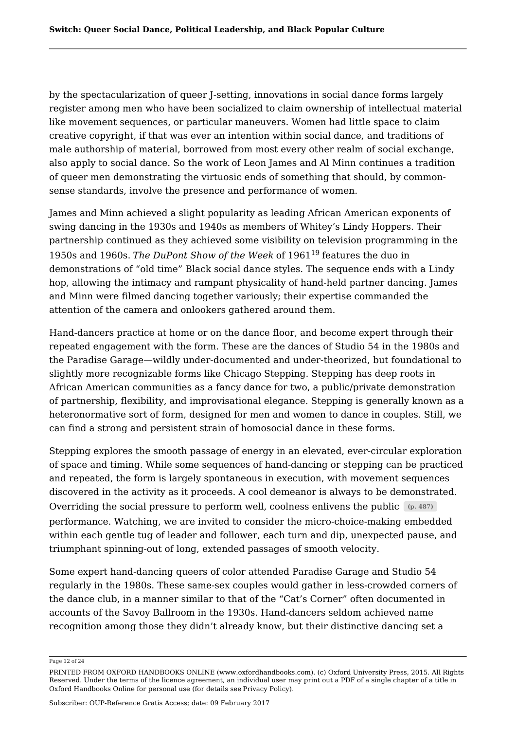by the spectacularization of queer J-setting, innovations in social dance forms largely register among men who have been socialized to claim ownership of intellectual material like movement sequences, or particular maneuvers. Women had little space to claim creative copyright, if that was ever an intention within social dance, and traditions of male authorship of material, borrowed from most every other realm of social exchange, also apply to social dance. So the work of Leon James and Al Minn continues a tradition of queer men demonstrating the virtuosic ends of something that should, by common-sense standards, involve the presence and performance of women.

James and Minn achieved a slight popularity as leading African American exponents of swing dancing in the 1930s and 1940s as members of Whitey's Lindy Hoppers. Their partnership continued as they achieved some visibility on television programming in the 1950s and 1960s. *The DuPont Show of the Week* of 1961[19] features the duo in demonstrations of "old time" Black social dance styles. The sequence ends with a Lindy hop, allowing the intimacy and rampant physicality of hand-held partner dancing. James and Minn were filmed dancing together variously; their expertise commanded the attention of the camera and onlookers gathered around them.

Hand-dancers practice at home or on the dance floor, and become expert through their repeated engagement with the form. These are the dances of Studio 54 in the 1980s and the Paradise Garage—wildly under-documented and under-theorized, but foundational to slightly more recognizable forms like Chicago Stepping. Stepping has deep roots in African American communities as a fancy dance for two, a public/private demonstration of partnership, flexibility, and improvisational elegance. Stepping is generally known as a heteronormative sort of form, designed for men and women to dance in couples. Still, we can find a strong and persistent strain of homosocial dance in these forms.

Stepping explores the smooth passage of energy in an elevated, ever-circular exploration of space and timing. While some sequences of hand-dancing or stepping can be practiced and repeated, the form is largely spontaneous in execution, with movement sequences discovered in the activity as it proceeds. A cool demeanor is always to be demonstrated. Overriding the social pressure to perform well, coolness enlivens the public (p. 487) performance. Watching, we are invited to consider the micro-choice-making embedded within each gentle tug of leader and follower, each turn and dip, unexpected pause, and triumphant spinning-out of long, extended passages of smooth velocity.

Some expert hand-dancing queers of color attended Paradise Garage and Studio 54 regularly in the 1980s. These same-sex couples would gather in less-crowded corners of the dance club, in a manner similar to that of the "Cat's Corner" often documented in accounts of the Savoy Ballroom in the 1930s. Hand-dancers seldom achieved name recognition among those they didn't already know, but their distinctive dancing set a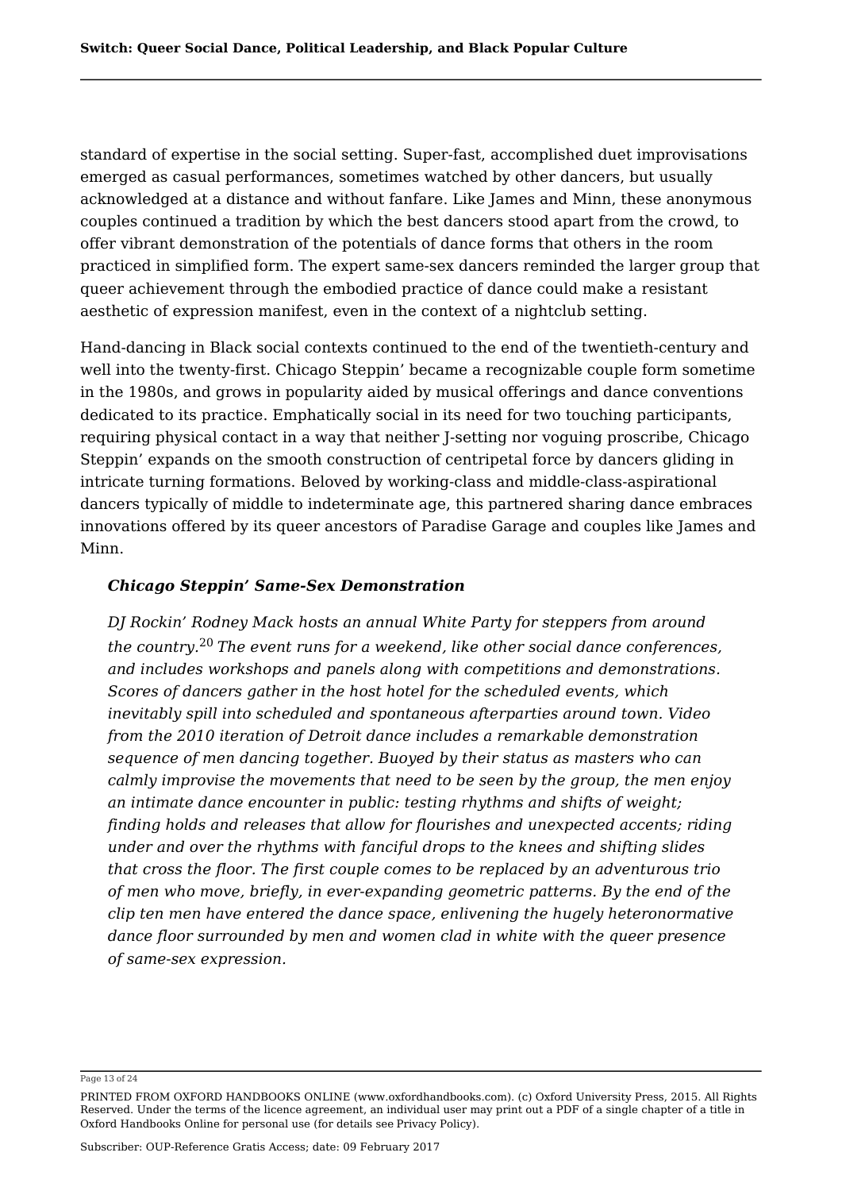standard of expertise in the social setting. Super-fast, accomplished duet improvisations emerged as casual performances, sometimes watched by other dancers, but usually acknowledged at a distance and without fanfare. Like James and Minn, these anonymous couples continued a tradition by which the best dancers stood apart from the crowd, to offer vibrant demonstration of the potentials of dance forms that others in the room practiced in simplified form. The expert same-sex dancers reminded the larger group that queer achievement through the embodied practice of dance could make a resistant aesthetic of expression manifest, even in the context of a nightclub setting.

Hand-dancing in Black social contexts continued to the end of the twentieth-century and well into the twenty-first. Chicago Steppin' became a recognizable couple form sometime in the 1980s, and grows in popularity aided by musical offerings and dance conventions dedicated to its practice. Emphatically social in its need for two touching participants, requiring physical contact in a way that neither J-setting nor voguing proscribe, Chicago Steppin' expands on the smooth construction of centripetal force by dancers gliding in intricate turning formations. Beloved by working-class and middle-class-aspirational dancers typically of middle to indeterminate age, this partnered sharing dance embraces innovations offered by its queer ancestors of Paradise Garage and couples like James and Minn.

> ***Chicago Steppin' Same-Sex Demonstration***
>
> *DJ Rockin' Rodney Mack hosts an annual White Party for steppers from around the country.*[20] *The event runs for a weekend, like other social dance conferences, and includes workshops and panels along with competitions and demonstrations. Scores of dancers gather in the host hotel for the scheduled events, which inevitably spill into scheduled and spontaneous afterparties around town. Video from the 2010 iteration of Detroit dance includes a remarkable demonstration sequence of men dancing together. Buoyed by their status as masters who can calmly improvise the movements that need to be seen by the group, the men enjoy an intimate dance encounter in public: testing rhythms and shifts of weight; finding holds and releases that allow for flourishes and unexpected accents; riding under and over the rhythms with fanciful drops to the knees and shifting slides that cross the floor. The first couple comes to be replaced by an adventurous trio of men who move, briefly, in ever-expanding geometric patterns. By the end of the clip ten men have entered the dance space, enlivening the hugely heteronormative dance floor surrounded by men and women clad in white with the queer presence of same-sex expression.*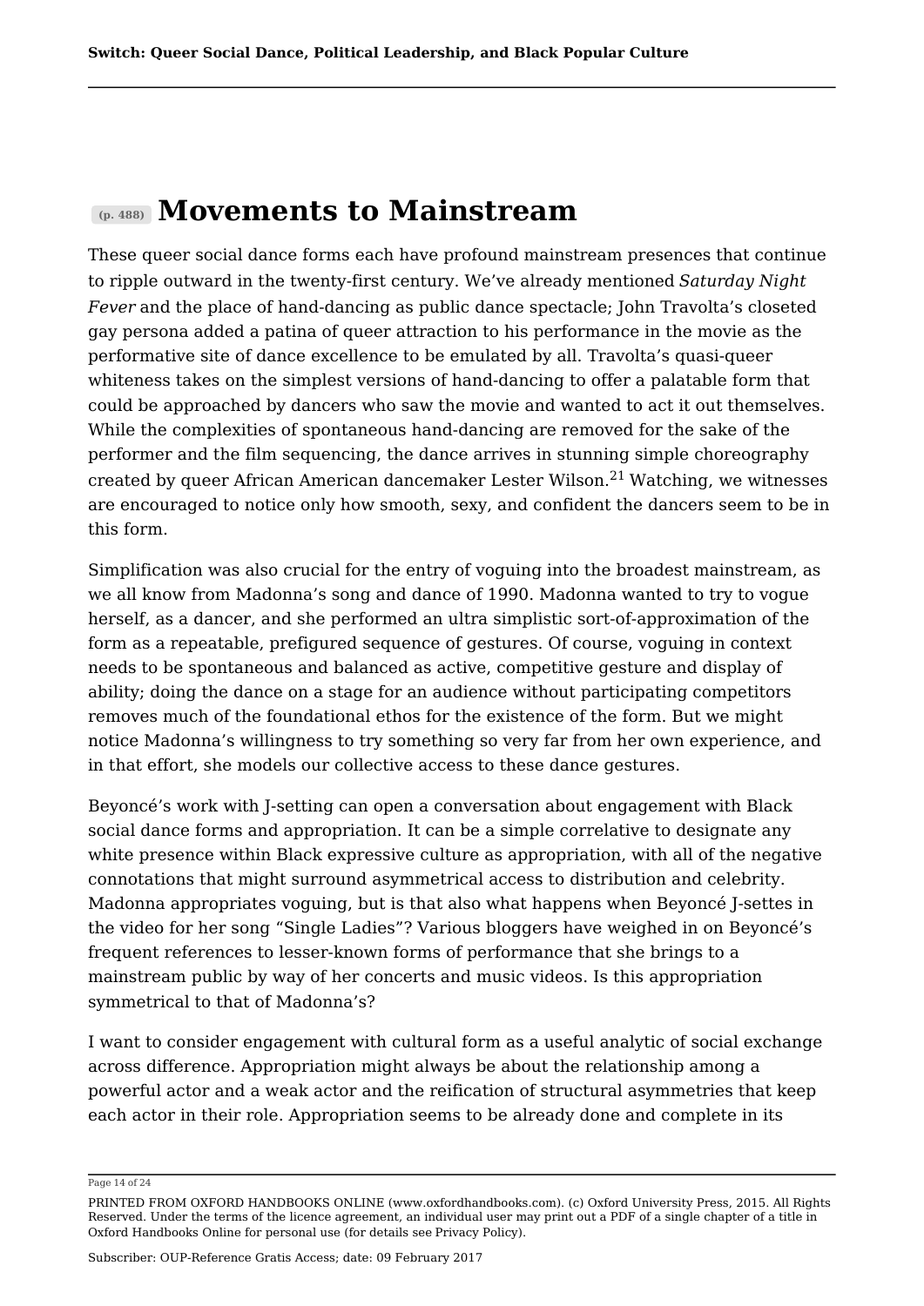## (p. 488) Movements to Mainstream

These queer social dance forms each have profound mainstream presences that continue to ripple outward in the twenty-first century. We've already mentioned *Saturday Night Fever* and the place of hand-dancing as public dance spectacle; John Travolta's closeted gay persona added a patina of queer attraction to his performance in the movie as the performative site of dance excellence to be emulated by all. Travolta's quasi-queer whiteness takes on the simplest versions of hand-dancing to offer a palatable form that could be approached by dancers who saw the movie and wanted to act it out themselves. While the complexities of spontaneous hand-dancing are removed for the sake of the performer and the film sequencing, the dance arrives in stunning simple choreography created by queer African American dancemaker Lester Wilson.[21] Watching, we witnesses are encouraged to notice only how smooth, sexy, and confident the dancers seem to be in this form.

Simplification was also crucial for the entry of voguing into the broadest mainstream, as we all know from Madonna's song and dance of 1990. Madonna wanted to try to vogue herself, as a dancer, and she performed an ultra simplistic sort-of-approximation of the form as a repeatable, prefigured sequence of gestures. Of course, voguing in context needs to be spontaneous and balanced as active, competitive gesture and display of ability; doing the dance on a stage for an audience without participating competitors removes much of the foundational ethos for the existence of the form. But we might notice Madonna's willingness to try something so very far from her own experience, and in that effort, she models our collective access to these dance gestures.

Beyoncé's work with J-setting can open a conversation about engagement with Black social dance forms and appropriation. It can be a simple correlative to designate any white presence within Black expressive culture as appropriation, with all of the negative connotations that might surround asymmetrical access to distribution and celebrity. Madonna appropriates voguing, but is that also what happens when Beyoncé J-settes in the video for her song "Single Ladies"? Various bloggers have weighed in on Beyoncé's frequent references to lesser-known forms of performance that she brings to a mainstream public by way of her concerts and music videos. Is this appropriation symmetrical to that of Madonna's?

I want to consider engagement with cultural form as a useful analytic of social exchange across difference. Appropriation might always be about the relationship among a powerful actor and a weak actor and the reification of structural asymmetries that keep each actor in their role. Appropriation seems to be already done and complete in its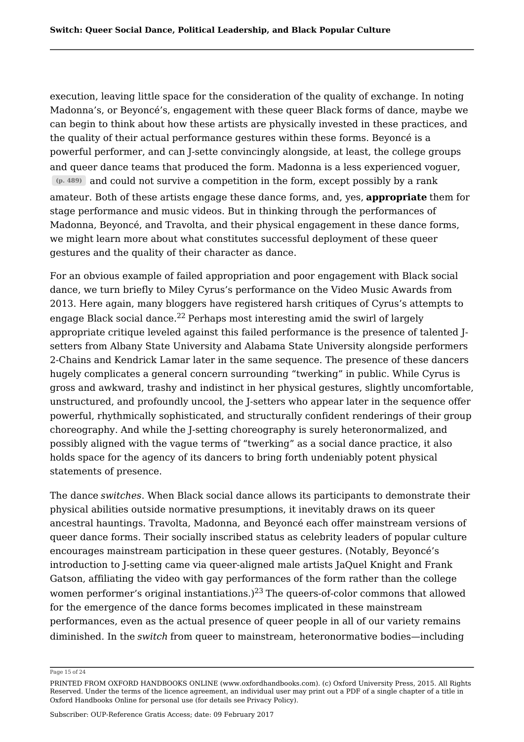execution, leaving little space for the consideration of the quality of exchange. In noting Madonna's, or Beyoncé's, engagement with these queer Black forms of dance, maybe we can begin to think about how these artists are physically invested in these practices, and the quality of their actual performance gestures within these forms. Beyoncé is a powerful performer, and can J-sette convincingly alongside, at least, the college groups and queer dance teams that produced the form. Madonna is a less experienced voguer, (p. 489) and could not survive a competition in the form, except possibly by a rank amateur. Both of these artists engage these dance forms, and, yes, **appropriate** them for stage performance and music videos. But in thinking through the performances of Madonna, Beyoncé, and Travolta, and their physical engagement in these dance forms, we might learn more about what constitutes successful deployment of these queer gestures and the quality of their character as dance.

For an obvious example of failed appropriation and poor engagement with Black social dance, we turn briefly to Miley Cyrus's performance on the Video Music Awards from 2013. Here again, many bloggers have registered harsh critiques of Cyrus's attempts to engage Black social dance.[22] Perhaps most interesting amid the swirl of largely appropriate critique leveled against this failed performance is the presence of talented J-setters from Albany State University and Alabama State University alongside performers 2-Chains and Kendrick Lamar later in the same sequence. The presence of these dancers hugely complicates a general concern surrounding "twerking" in public. While Cyrus is gross and awkward, trashy and indistinct in her physical gestures, slightly uncomfortable, unstructured, and profoundly uncool, the J-setters who appear later in the sequence offer powerful, rhythmically sophisticated, and structurally confident renderings of their group choreography. And while the J-setting choreography is surely heteronormalized, and possibly aligned with the vague terms of "twerking" as a social dance practice, it also holds space for the agency of its dancers to bring forth undeniably potent physical statements of presence.

The dance *switches*. When Black social dance allows its participants to demonstrate their physical abilities outside normative presumptions, it inevitably draws on its queer ancestral hauntings. Travolta, Madonna, and Beyoncé each offer mainstream versions of queer dance forms. Their socially inscribed status as celebrity leaders of popular culture encourages mainstream participation in these queer gestures. (Notably, Beyoncé's introduction to J-setting came via queer-aligned male artists JaQuel Knight and Frank Gatson, affiliating the video with gay performances of the form rather than the college women performer's original instantiations.)[23] The queers-of-color commons that allowed for the emergence of the dance forms becomes implicated in these mainstream performances, even as the actual presence of queer people in all of our variety remains diminished. In the *switch* from queer to mainstream, heteronormative bodies—including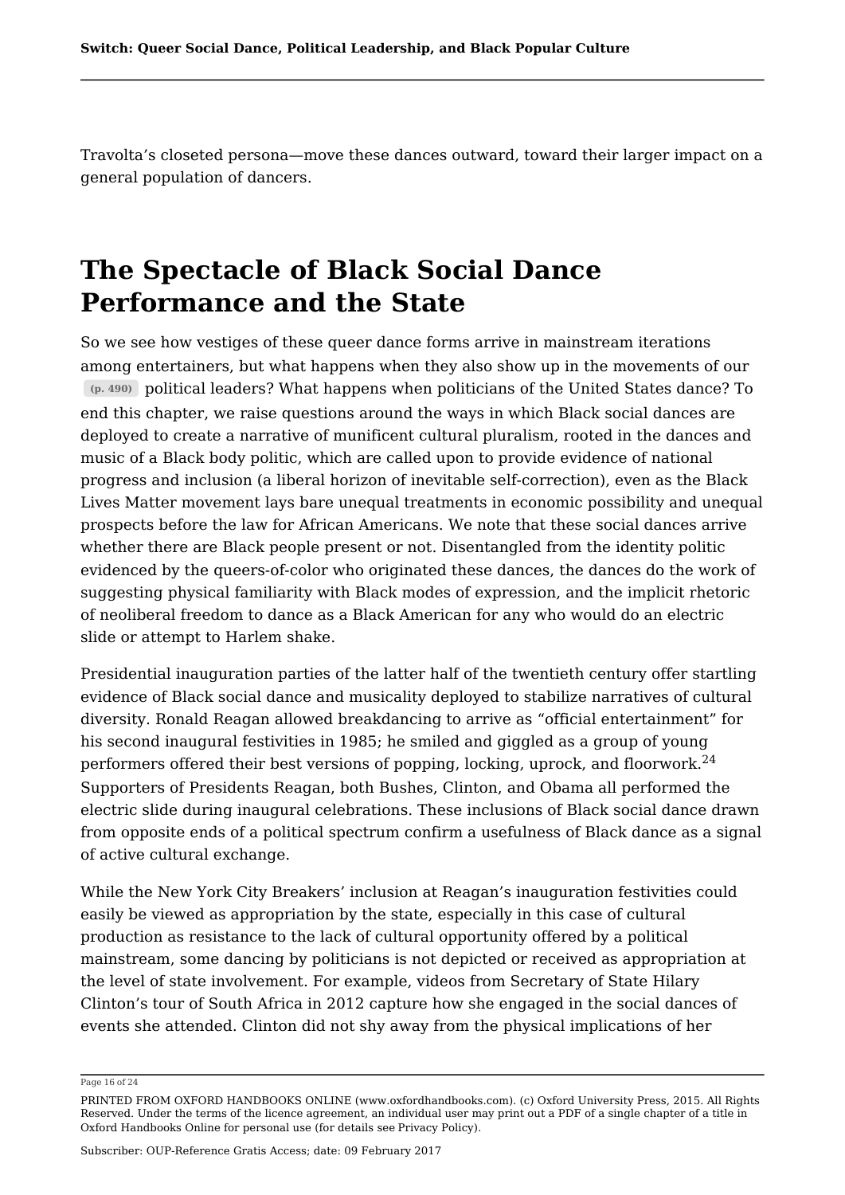Travolta's closeted persona—move these dances outward, toward their larger impact on a general population of dancers.

## The Spectacle of Black Social Dance Performance and the State

So we see how vestiges of these queer dance forms arrive in mainstream iterations among entertainers, but what happens when they also show up in the movements of our (p. 490) political leaders? What happens when politicians of the United States dance? To end this chapter, we raise questions around the ways in which Black social dances are deployed to create a narrative of munificent cultural pluralism, rooted in the dances and music of a Black body politic, which are called upon to provide evidence of national progress and inclusion (a liberal horizon of inevitable self-correction), even as the Black Lives Matter movement lays bare unequal treatments in economic possibility and unequal prospects before the law for African Americans. We note that these social dances arrive whether there are Black people present or not. Disentangled from the identity politic evidenced by the queers-of-color who originated these dances, the dances do the work of suggesting physical familiarity with Black modes of expression, and the implicit rhetoric of neoliberal freedom to dance as a Black American for any who would do an electric slide or attempt to Harlem shake.

Presidential inauguration parties of the latter half of the twentieth century offer startling evidence of Black social dance and musicality deployed to stabilize narratives of cultural diversity. Ronald Reagan allowed breakdancing to arrive as "official entertainment" for his second inaugural festivities in 1985; he smiled and giggled as a group of young performers offered their best versions of popping, locking, uprock, and floorwork.[24] Supporters of Presidents Reagan, both Bushes, Clinton, and Obama all performed the electric slide during inaugural celebrations. These inclusions of Black social dance drawn from opposite ends of a political spectrum confirm a usefulness of Black dance as a signal of active cultural exchange.

While the New York City Breakers' inclusion at Reagan's inauguration festivities could easily be viewed as appropriation by the state, especially in this case of cultural production as resistance to the lack of cultural opportunity offered by a political mainstream, some dancing by politicians is not depicted or received as appropriation at the level of state involvement. For example, videos from Secretary of State Hilary Clinton's tour of South Africa in 2012 capture how she engaged in the social dances of events she attended. Clinton did not shy away from the physical implications of her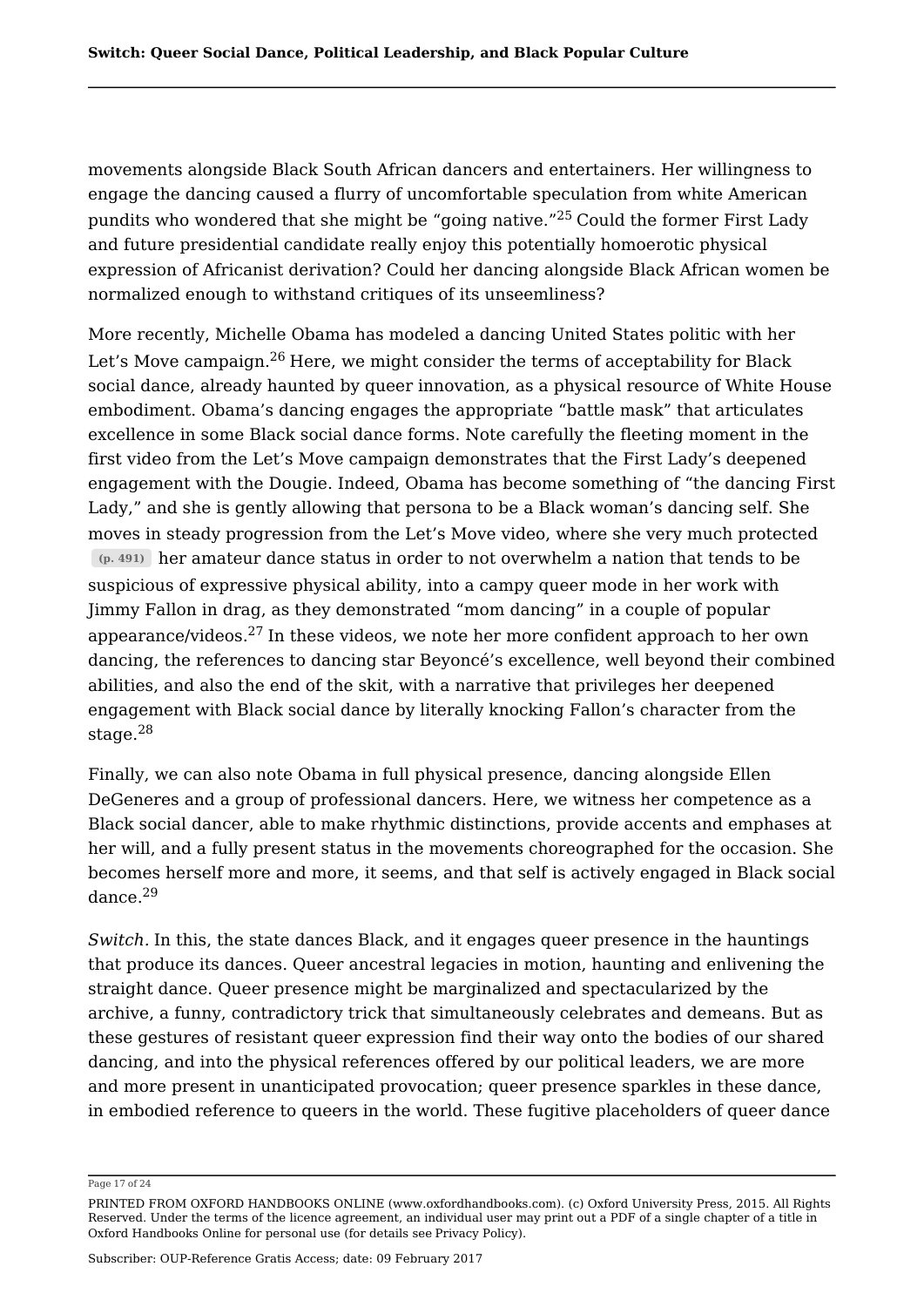movements alongside Black South African dancers and entertainers. Her willingness to engage the dancing caused a flurry of uncomfortable speculation from white American pundits who wondered that she might be "going native."[25] Could the former First Lady and future presidential candidate really enjoy this potentially homoerotic physical expression of Africanist derivation? Could her dancing alongside Black African women be normalized enough to withstand critiques of its unseemliness?

More recently, Michelle Obama has modeled a dancing United States politic with her Let's Move campaign.[26] Here, we might consider the terms of acceptability for Black social dance, already haunted by queer innovation, as a physical resource of White House embodiment. Obama's dancing engages the appropriate "battle mask" that articulates excellence in some Black social dance forms. Note carefully the fleeting moment in the first video from the Let's Move campaign demonstrates that the First Lady's deepened engagement with the Dougie. Indeed, Obama has become something of "the dancing First Lady," and she is gently allowing that persona to be a Black woman's dancing self. She moves in steady progression from the Let's Move video, where she very much protected (p. 491) her amateur dance status in order to not overwhelm a nation that tends to be suspicious of expressive physical ability, into a campy queer mode in her work with Jimmy Fallon in drag, as they demonstrated "mom dancing" in a couple of popular appearance/videos.[27] In these videos, we note her more confident approach to her own dancing, the references to dancing star Beyoncé's excellence, well beyond their combined abilities, and also the end of the skit, with a narrative that privileges her deepened engagement with Black social dance by literally knocking Fallon's character from the stage.[28]

Finally, we can also note Obama in full physical presence, dancing alongside Ellen DeGeneres and a group of professional dancers. Here, we witness her competence as a Black social dancer, able to make rhythmic distinctions, provide accents and emphases at her will, and a fully present status in the movements choreographed for the occasion. She becomes herself more and more, it seems, and that self is actively engaged in Black social dance.[29]

*Switch.* In this, the state dances Black, and it engages queer presence in the hauntings that produce its dances. Queer ancestral legacies in motion, haunting and enlivening the straight dance. Queer presence might be marginalized and spectacularized by the archive, a funny, contradictory trick that simultaneously celebrates and demeans. But as these gestures of resistant queer expression find their way onto the bodies of our shared dancing, and into the physical references offered by our political leaders, we are more and more present in unanticipated provocation; queer presence sparkles in these dance, in embodied reference to queers in the world. These fugitive placeholders of queer dance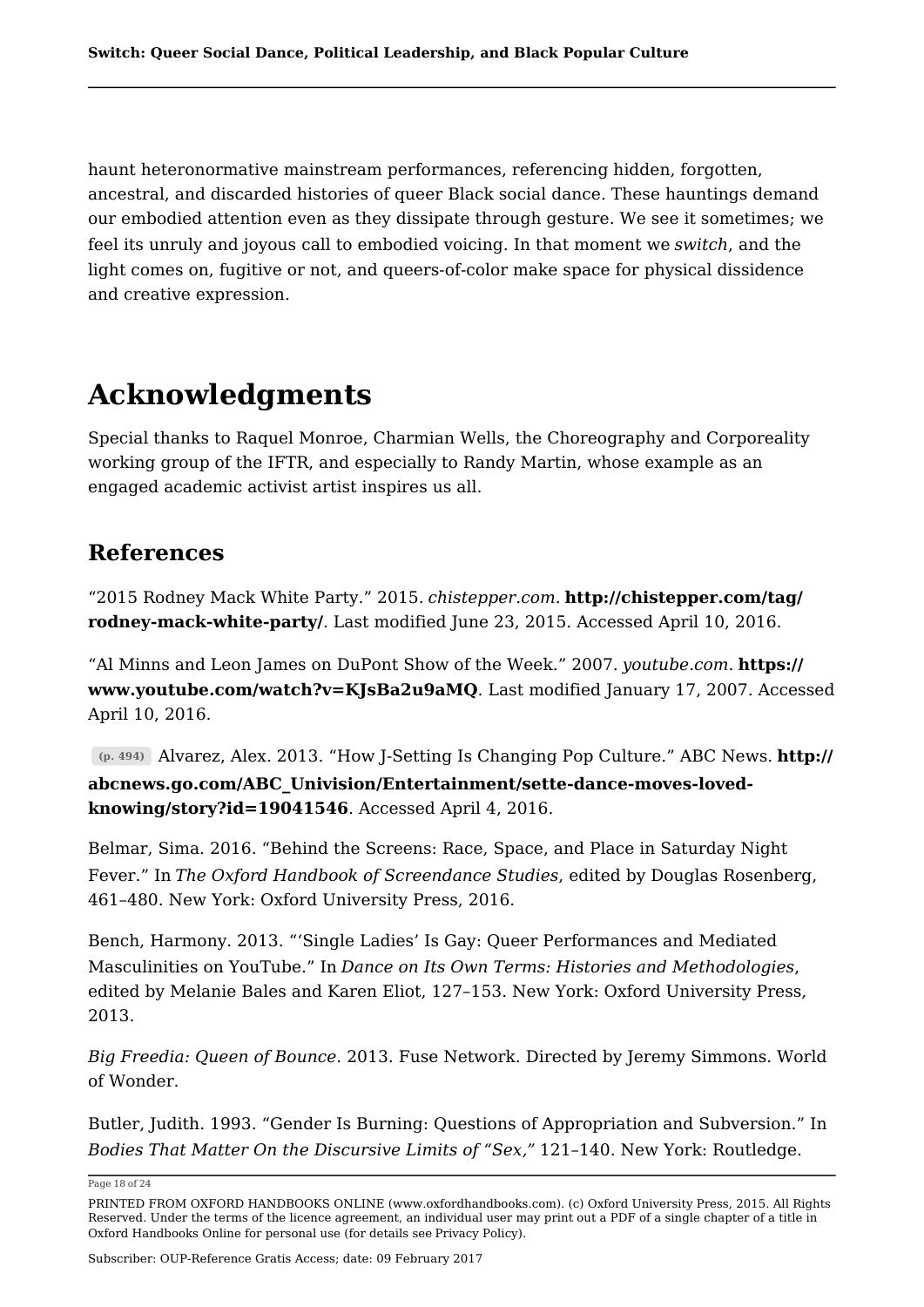haunt heteronormative mainstream performances, referencing hidden, forgotten, ancestral, and discarded histories of queer Black social dance. These hauntings demand our embodied attention even as they dissipate through gesture. We see it sometimes; we feel its unruly and joyous call to embodied voicing. In that moment we *switch*, and the light comes on, fugitive or not, and queers-of-color make space for physical dissidence and creative expression.

# Acknowledgments

Special thanks to Raquel Monroe, Charmian Wells, the Choreography and Corporeality working group of the IFTR, and especially to Randy Martin, whose example as an engaged academic activist artist inspires us all.

## References

"2015 Rodney Mack White Party." 2015. *chistepper.com*. **http://chistepper.com/tag/rodney-mack-white-party/**. Last modified June 23, 2015. Accessed April 10, 2016.

"Al Minns and Leon James on DuPont Show of the Week." 2007. *youtube.com*. **https://www.youtube.com/watch?v=KJsBa2u9aMQ**. Last modified January 17, 2007. Accessed April 10, 2016.

(p. 494) Alvarez, Alex. 2013. "How J-Setting Is Changing Pop Culture." ABC News. **http://abcnews.go.com/ABC_Univision/Entertainment/sette-dance-moves-loved-knowing/story?id=19041546**. Accessed April 4, 2016.

Belmar, Sima. 2016. "Behind the Screens: Race, Space, and Place in Saturday Night Fever." In *The Oxford Handbook of Screendance Studies*, edited by Douglas Rosenberg, 461–480. New York: Oxford University Press, 2016.

Bench, Harmony. 2013. "'Single Ladies' Is Gay: Queer Performances and Mediated Masculinities on YouTube." In *Dance on Its Own Terms: Histories and Methodologies*, edited by Melanie Bales and Karen Eliot, 127–153. New York: Oxford University Press, 2013.

*Big Freedia: Queen of Bounce*. 2013. Fuse Network. Directed by Jeremy Simmons. World of Wonder.

Butler, Judith. 1993. "Gender Is Burning: Questions of Appropriation and Subversion." In *Bodies That Matter On the Discursive Limits of "Sex,"* 121–140. New York: Routledge.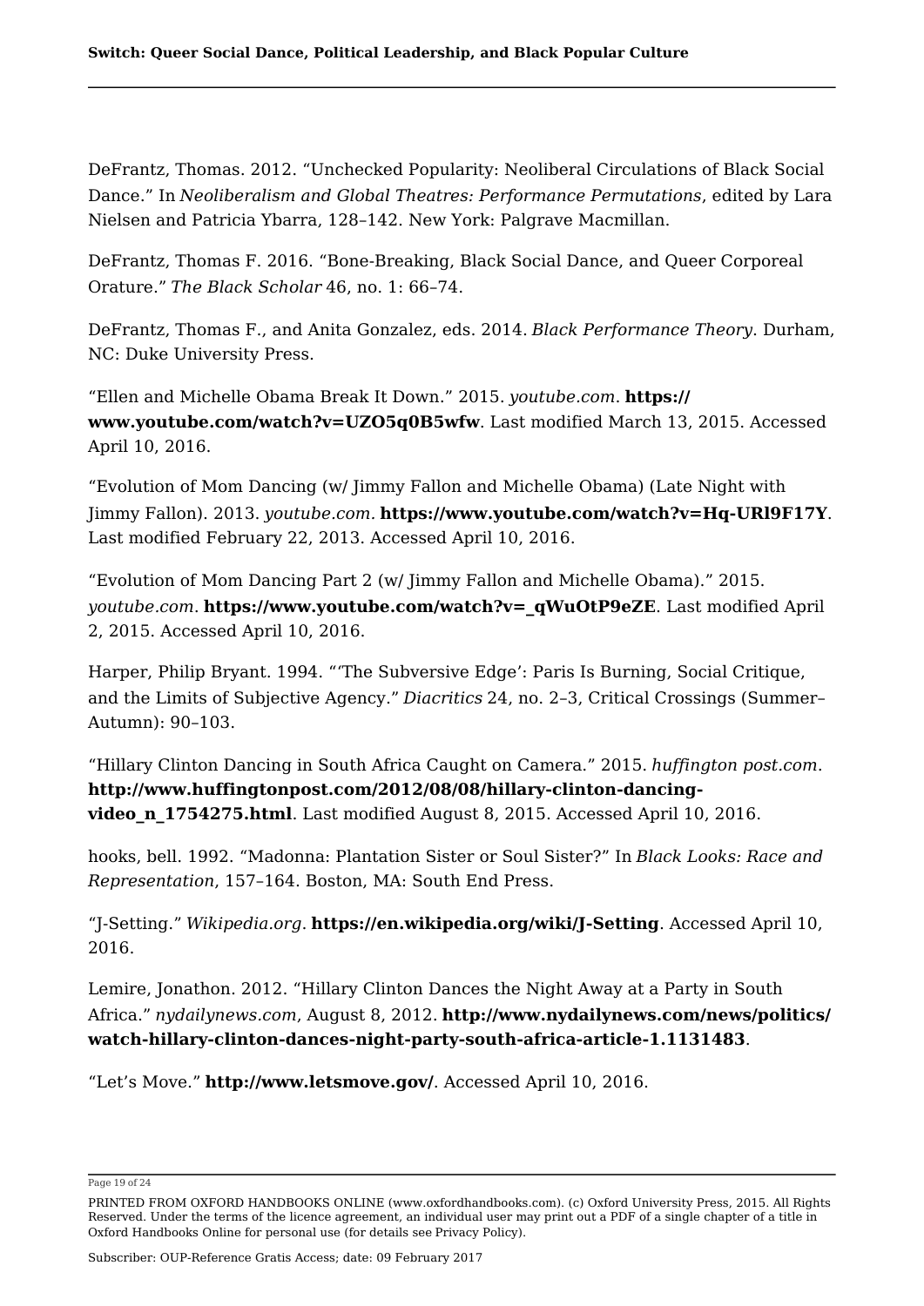DeFrantz, Thomas. 2012. “Unchecked Popularity: Neoliberal Circulations of Black Social Dance.” In *Neoliberalism and Global Theatres: Performance Permutations*, edited by Lara Nielsen and Patricia Ybarra, 128–142. New York: Palgrave Macmillan.

DeFrantz, Thomas F. 2016. “Bone-Breaking, Black Social Dance, and Queer Corporeal Orature.” *The Black Scholar* 46, no. 1: 66–74.

DeFrantz, Thomas F., and Anita Gonzalez, eds. 2014. *Black Performance Theory*. Durham, NC: Duke University Press.

“Ellen and Michelle Obama Break It Down.” 2015. *youtube.com*. **https://www.youtube.com/watch?v=UZO5q0B5wfw**. Last modified March 13, 2015. Accessed April 10, 2016.

“Evolution of Mom Dancing (w/ Jimmy Fallon and Michelle Obama) (Late Night with Jimmy Fallon). 2013. *youtube.com*. **https://www.youtube.com/watch?v=Hq-URl9F17Y**. Last modified February 22, 2013. Accessed April 10, 2016.

“Evolution of Mom Dancing Part 2 (w/ Jimmy Fallon and Michelle Obama).” 2015. *youtube.com*. **https://www.youtube.com/watch?v=_qWuOtP9eZE**. Last modified April 2, 2015. Accessed April 10, 2016.

Harper, Philip Bryant. 1994. “‘The Subversive Edge’: Paris Is Burning, Social Critique, and the Limits of Subjective Agency.” *Diacritics* 24, no. 2–3, Critical Crossings (Summer–Autumn): 90–103.

“Hillary Clinton Dancing in South Africa Caught on Camera.” 2015. *huffington post.com*. **http://www.huffingtonpost.com/2012/08/08/hillary-clinton-dancing-video_n_1754275.html**. Last modified August 8, 2015. Accessed April 10, 2016.

hooks, bell. 1992. “Madonna: Plantation Sister or Soul Sister?” In *Black Looks: Race and Representation*, 157–164. Boston, MA: South End Press.

“J-Setting.” *Wikipedia.org*. **https://en.wikipedia.org/wiki/J-Setting**. Accessed April 10, 2016.

Lemire, Jonathon. 2012. “Hillary Clinton Dances the Night Away at a Party in South Africa.” *nydailynews.com*, August 8, 2012. **http://www.nydailynews.com/news/politics/watch-hillary-clinton-dances-night-party-south-africa-article-1.1131483**.

“Let’s Move.” **http://www.letsmove.gov/**. Accessed April 10, 2016.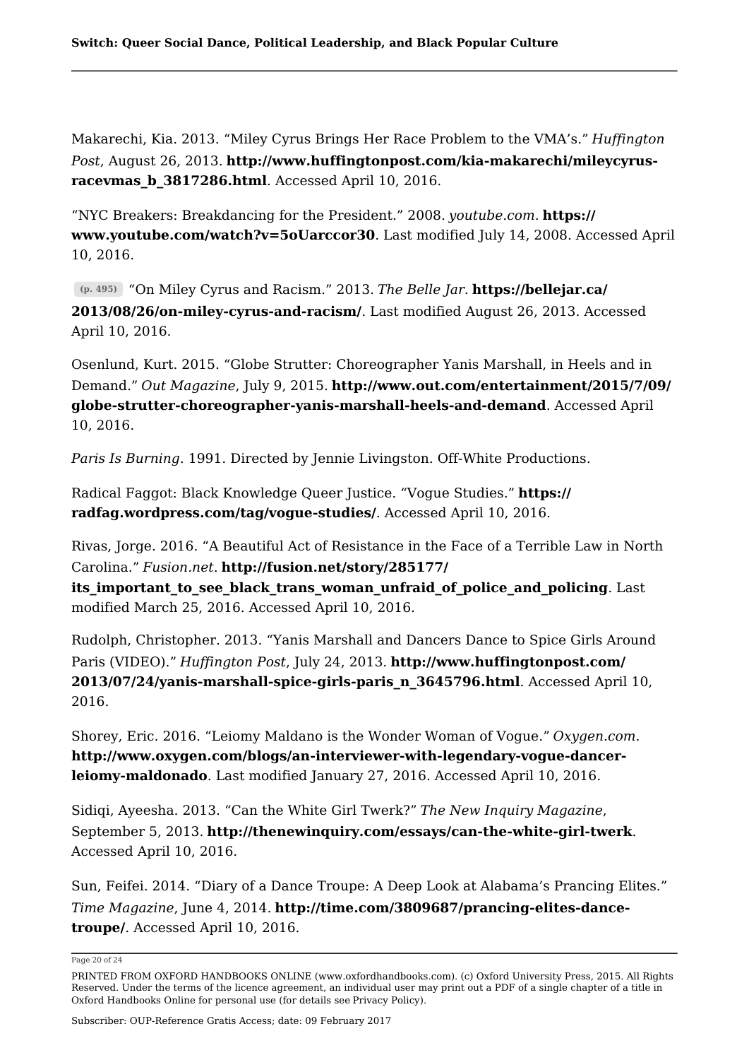Makarechi, Kia. 2013. “Miley Cyrus Brings Her Race Problem to the VMA’s.” *Huffington Post*, August 26, 2013. **http://www.huffingtonpost.com/kia-makarechi/mileycyrus-racevmas_b_3817286.html**. Accessed April 10, 2016.

“NYC Breakers: Breakdancing for the President.” 2008. *youtube.com*. **https://www.youtube.com/watch?v=5oUarccor30**. Last modified July 14, 2008. Accessed April 10, 2016.

(p. 495) “On Miley Cyrus and Racism.” 2013. *The Belle Jar*. **https://bellejar.ca/2013/08/26/on-miley-cyrus-and-racism/**. Last modified August 26, 2013. Accessed April 10, 2016.

Osenlund, Kurt. 2015. “Globe Strutter: Choreographer Yanis Marshall, in Heels and in Demand.” *Out Magazine*, July 9, 2015. **http://www.out.com/entertainment/2015/7/09/globe-strutter-choreographer-yanis-marshall-heels-and-demand**. Accessed April 10, 2016.

*Paris Is Burning*. 1991. Directed by Jennie Livingston. Off-White Productions.

Radical Faggot: Black Knowledge Queer Justice. “Vogue Studies.” **https://radfag.wordpress.com/tag/vogue-studies/**. Accessed April 10, 2016.

Rivas, Jorge. 2016. “A Beautiful Act of Resistance in the Face of a Terrible Law in North Carolina.” *Fusion.net*. **http://fusion.net/story/285177/its_important_to_see_black_trans_woman_unfraid_of_police_and_policing**. Last modified March 25, 2016. Accessed April 10, 2016.

Rudolph, Christopher. 2013. “Yanis Marshall and Dancers Dance to Spice Girls Around Paris (VIDEO).” *Huffington Post*, July 24, 2013. **http://www.huffingtonpost.com/2013/07/24/yanis-marshall-spice-girls-paris_n_3645796.html**. Accessed April 10, 2016.

Shorey, Eric. 2016. “Leiomy Maldano is the Wonder Woman of Vogue.” *Oxygen.com*. **http://www.oxygen.com/blogs/an-interviewer-with-legendary-vogue-dancer-leiomy-maldonado**. Last modified January 27, 2016. Accessed April 10, 2016.

Sidiqi, Ayeesha. 2013. “Can the White Girl Twerk?” *The New Inquiry Magazine*, September 5, 2013. **http://thenewinquiry.com/essays/can-the-white-girl-twerk**. Accessed April 10, 2016.

Sun, Feifei. 2014. “Diary of a Dance Troupe: A Deep Look at Alabama’s Prancing Elites.” *Time Magazine*, June 4, 2014. **http://time.com/3809687/prancing-elites-dance-troupe/**. Accessed April 10, 2016.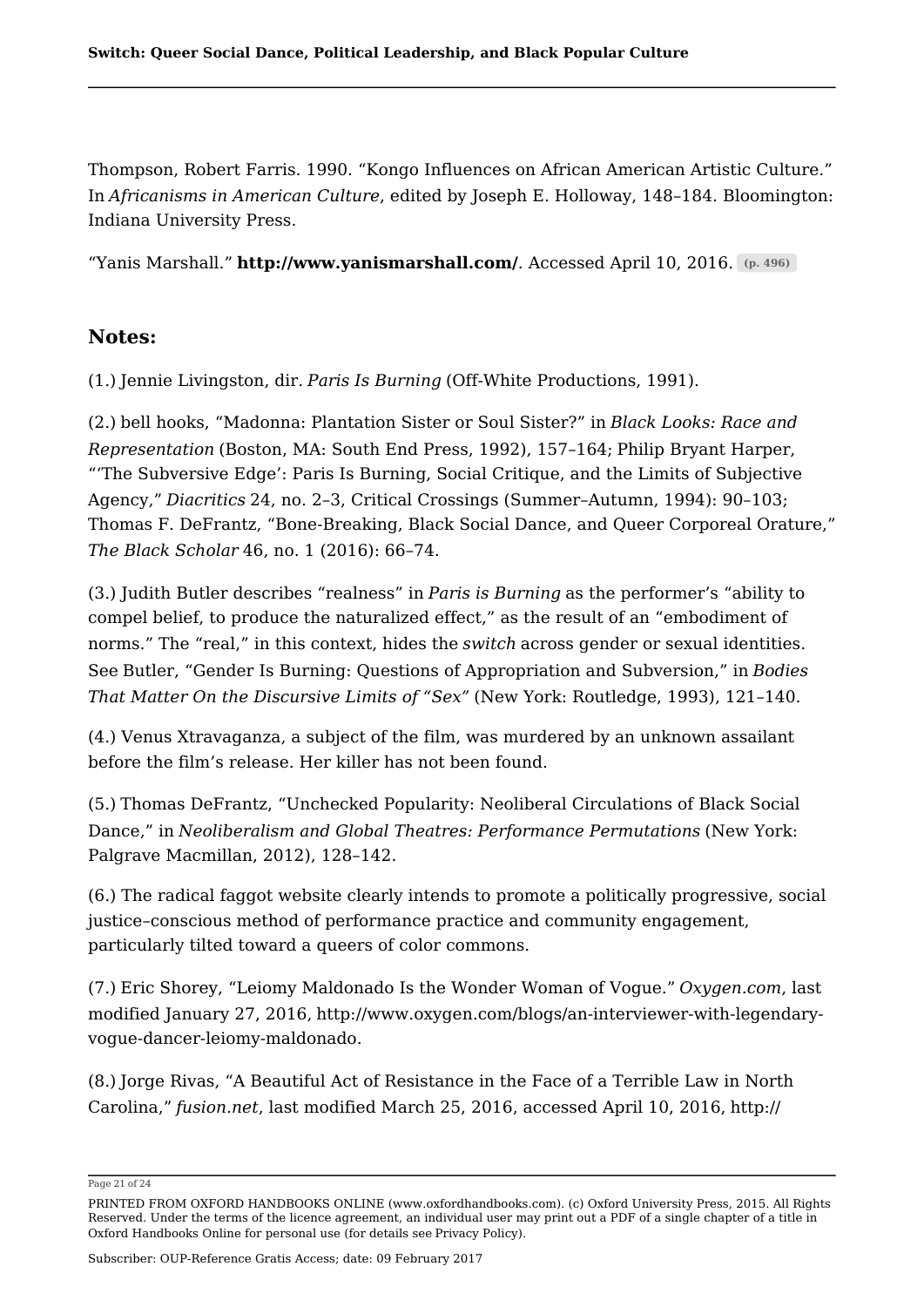Thompson, Robert Farris. 1990. “Kongo Influences on African American Artistic Culture.” In *Africanisms in American Culture*, edited by Joseph E. Holloway, 148–184. Bloomington: Indiana University Press.

“Yanis Marshall.” **http://www.yanismarshall.com/**. Accessed April 10, 2016. (p. 496)

## Notes:

(1.) Jennie Livingston, dir. *Paris Is Burning* (Off-White Productions, 1991).

(2.) bell hooks, “Madonna: Plantation Sister or Soul Sister?” in *Black Looks: Race and Representation* (Boston, MA: South End Press, 1992), 157–164; Philip Bryant Harper, “‘The Subversive Edge’: Paris Is Burning, Social Critique, and the Limits of Subjective Agency,” *Diacritics* 24, no. 2–3, Critical Crossings (Summer–Autumn, 1994): 90–103; Thomas F. DeFrantz, “Bone-Breaking, Black Social Dance, and Queer Corporeal Orature,” *The Black Scholar* 46, no. 1 (2016): 66–74.

(3.) Judith Butler describes “realness” in *Paris is Burning* as the performer’s “ability to compel belief, to produce the naturalized effect,” as the result of an “embodiment of norms.” The “real,” in this context, hides the *switch* across gender or sexual identities. See Butler, “Gender Is Burning: Questions of Appropriation and Subversion,” in *Bodies That Matter On the Discursive Limits of “Sex”* (New York: Routledge, 1993), 121–140.

(4.) Venus Xtravaganza, a subject of the film, was murdered by an unknown assailant before the film’s release. Her killer has not been found.

(5.) Thomas DeFrantz, “Unchecked Popularity: Neoliberal Circulations of Black Social Dance,” in *Neoliberalism and Global Theatres: Performance Permutations* (New York: Palgrave Macmillan, 2012), 128–142.

(6.) The radical faggot website clearly intends to promote a politically progressive, social justice–conscious method of performance practice and community engagement, particularly tilted toward a queers of color commons.

(7.) Eric Shorey, “Leiomy Maldonado Is the Wonder Woman of Vogue.” *Oxygen.com*, last modified January 27, 2016, http://www.oxygen.com/blogs/an-interviewer-with-legendary-vogue-dancer-leiomy-maldonado.

(8.) Jorge Rivas, “A Beautiful Act of Resistance in the Face of a Terrible Law in North Carolina,” *fusion.net*, last modified March 25, 2016, accessed April 10, 2016, http://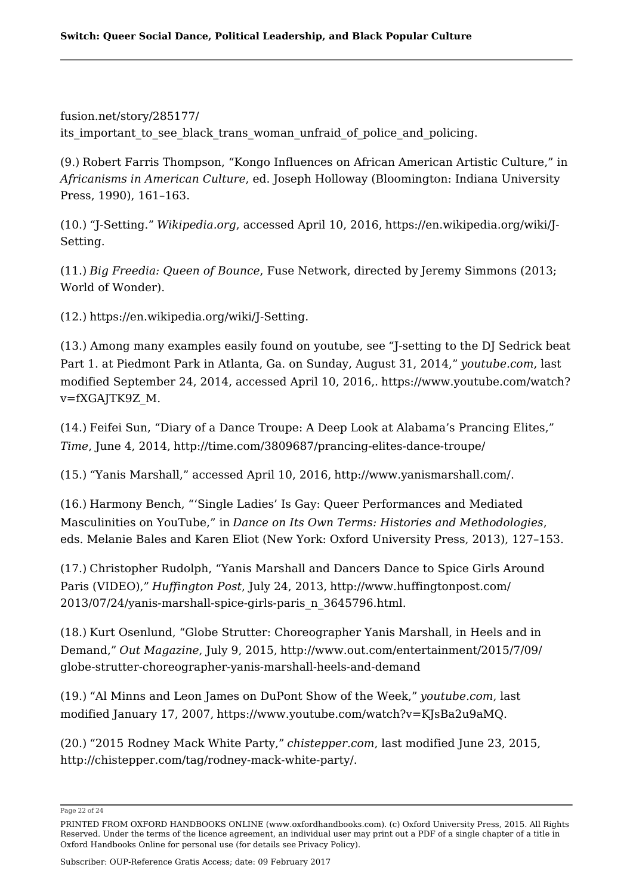fusion.net/story/285177/its_important_to_see_black_trans_woman_unfraid_of_police_and_policing.

(9.) Robert Farris Thompson, "Kongo Influences on African American Artistic Culture," in *Africanisms in American Culture*, ed. Joseph Holloway (Bloomington: Indiana University Press, 1990), 161–163.

(10.) "J-Setting." *Wikipedia.org*, accessed April 10, 2016, https://en.wikipedia.org/wiki/J-Setting.

(11.) *Big Freedia: Queen of Bounce*, Fuse Network, directed by Jeremy Simmons (2013; World of Wonder).

(12.) https://en.wikipedia.org/wiki/J-Setting.

(13.) Among many examples easily found on youtube, see "J-setting to the DJ Sedrick beat Part 1. at Piedmont Park in Atlanta, Ga. on Sunday, August 31, 2014," *youtube.com*, last modified September 24, 2014, accessed April 10, 2016,. https://www.youtube.com/watch?v=fXGAJTK9Z_M.

(14.) Feifei Sun, "Diary of a Dance Troupe: A Deep Look at Alabama's Prancing Elites," *Time*, June 4, 2014, http://time.com/3809687/prancing-elites-dance-troupe/

(15.) "Yanis Marshall," accessed April 10, 2016, http://www.yanismarshall.com/.

(16.) Harmony Bench, "'Single Ladies' Is Gay: Queer Performances and Mediated Masculinities on YouTube," in *Dance on Its Own Terms: Histories and Methodologies*, eds. Melanie Bales and Karen Eliot (New York: Oxford University Press, 2013), 127–153.

(17.) Christopher Rudolph, "Yanis Marshall and Dancers Dance to Spice Girls Around Paris (VIDEO)," *Huffington Post*, July 24, 2013, http://www.huffingtonpost.com/2013/07/24/yanis-marshall-spice-girls-paris_n_3645796.html.

(18.) Kurt Osenlund, "Globe Strutter: Choreographer Yanis Marshall, in Heels and in Demand," *Out Magazine*, July 9, 2015, http://www.out.com/entertainment/2015/7/09/globe-strutter-choreographer-yanis-marshall-heels-and-demand

(19.) "Al Minns and Leon James on DuPont Show of the Week," *youtube.com*, last modified January 17, 2007, https://www.youtube.com/watch?v=KJsBa2u9aMQ.

(20.) "2015 Rodney Mack White Party," *chistepper.com*, last modified June 23, 2015, http://chistepper.com/tag/rodney-mack-white-party/.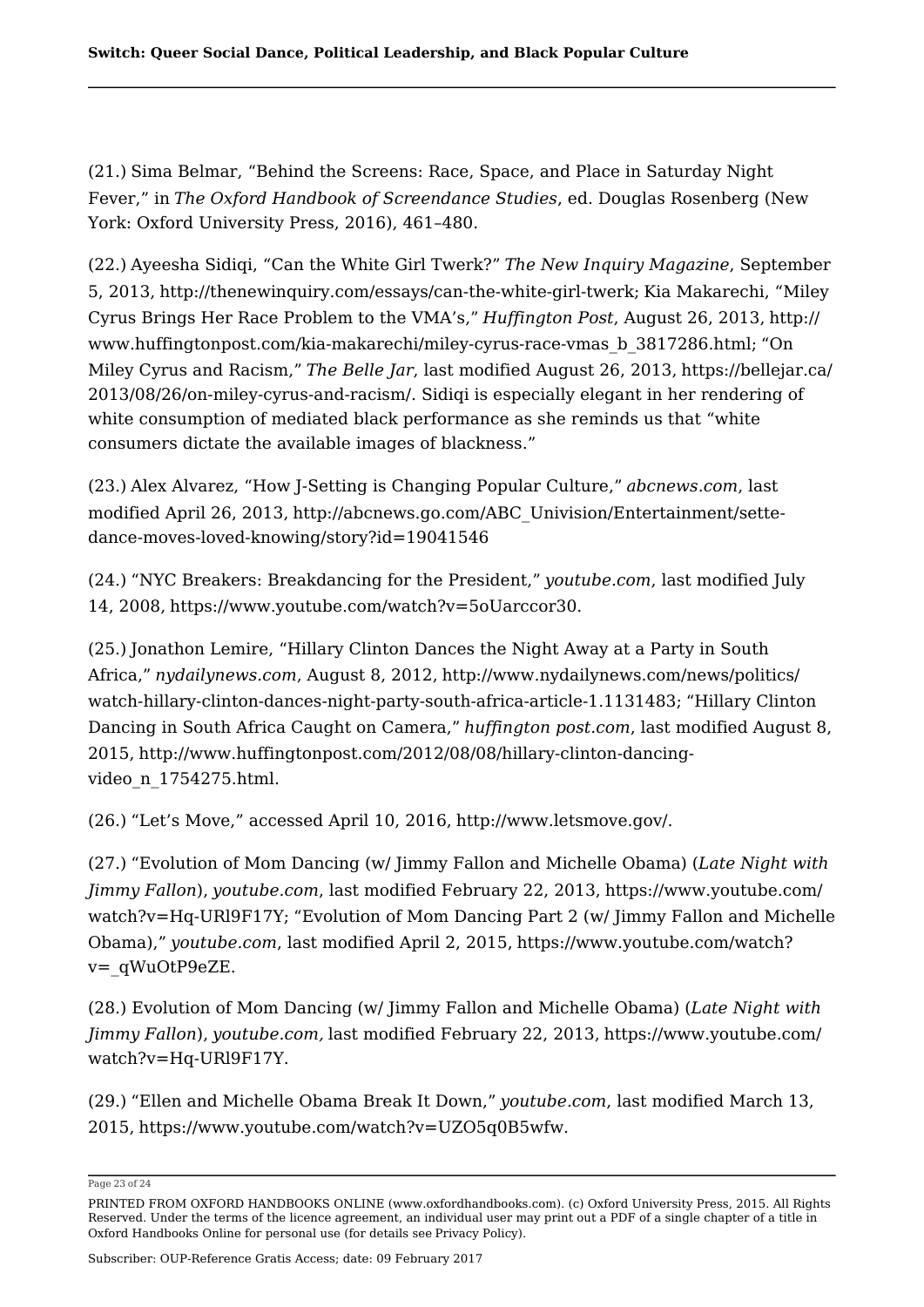(21.) Sima Belmar, "Behind the Screens: Race, Space, and Place in Saturday Night Fever," in *The Oxford Handbook of Screendance Studies*, ed. Douglas Rosenberg (New York: Oxford University Press, 2016), 461–480.

(22.) Ayeesha Sidiqi, "Can the White Girl Twerk?" *The New Inquiry Magazine*, September 5, 2013, http://thenewinquiry.com/essays/can-the-white-girl-twerk; Kia Makarechi, "Miley Cyrus Brings Her Race Problem to the VMA's," *Huffington Post*, August 26, 2013, http://www.huffingtonpost.com/kia-makarechi/miley-cyrus-race-vmas_b_3817286.html; "On Miley Cyrus and Racism," *The Belle Jar*, last modified August 26, 2013, https://bellejar.ca/2013/08/26/on-miley-cyrus-and-racism/. Sidiqi is especially elegant in her rendering of white consumption of mediated black performance as she reminds us that "white consumers dictate the available images of blackness."

(23.) Alex Alvarez, "How J-Setting is Changing Popular Culture," *abcnews.com*, last modified April 26, 2013, http://abcnews.go.com/ABC_Univision/Entertainment/sette-dance-moves-loved-knowing/story?id=19041546

(24.) "NYC Breakers: Breakdancing for the President," *youtube.com*, last modified July 14, 2008, https://www.youtube.com/watch?v=5oUarccor30.

(25.) Jonathon Lemire, "Hillary Clinton Dances the Night Away at a Party in South Africa," *nydailynews.com*, August 8, 2012, http://www.nydailynews.com/news/politics/watch-hillary-clinton-dances-night-party-south-africa-article-1.1131483; "Hillary Clinton Dancing in South Africa Caught on Camera," *huffington post.com*, last modified August 8, 2015, http://www.huffingtonpost.com/2012/08/08/hillary-clinton-dancing-video_n_1754275.html.

(26.) "Let's Move," accessed April 10, 2016, http://www.letsmove.gov/.

(27.) "Evolution of Mom Dancing (w/ Jimmy Fallon and Michelle Obama) (*Late Night with Jimmy Fallon*), *youtube.com*, last modified February 22, 2013, https://www.youtube.com/watch?v=Hq-URl9F17Y; "Evolution of Mom Dancing Part 2 (w/ Jimmy Fallon and Michelle Obama)," *youtube.com*, last modified April 2, 2015, https://www.youtube.com/watch?v=_qWuOtP9eZE.

(28.) Evolution of Mom Dancing (w/ Jimmy Fallon and Michelle Obama) (*Late Night with Jimmy Fallon*), *youtube.com,* last modified February 22, 2013, https://www.youtube.com/watch?v=Hq-URl9F17Y.

(29.) "Ellen and Michelle Obama Break It Down," *youtube.com*, last modified March 13, 2015, https://www.youtube.com/watch?v=UZO5q0B5wfw.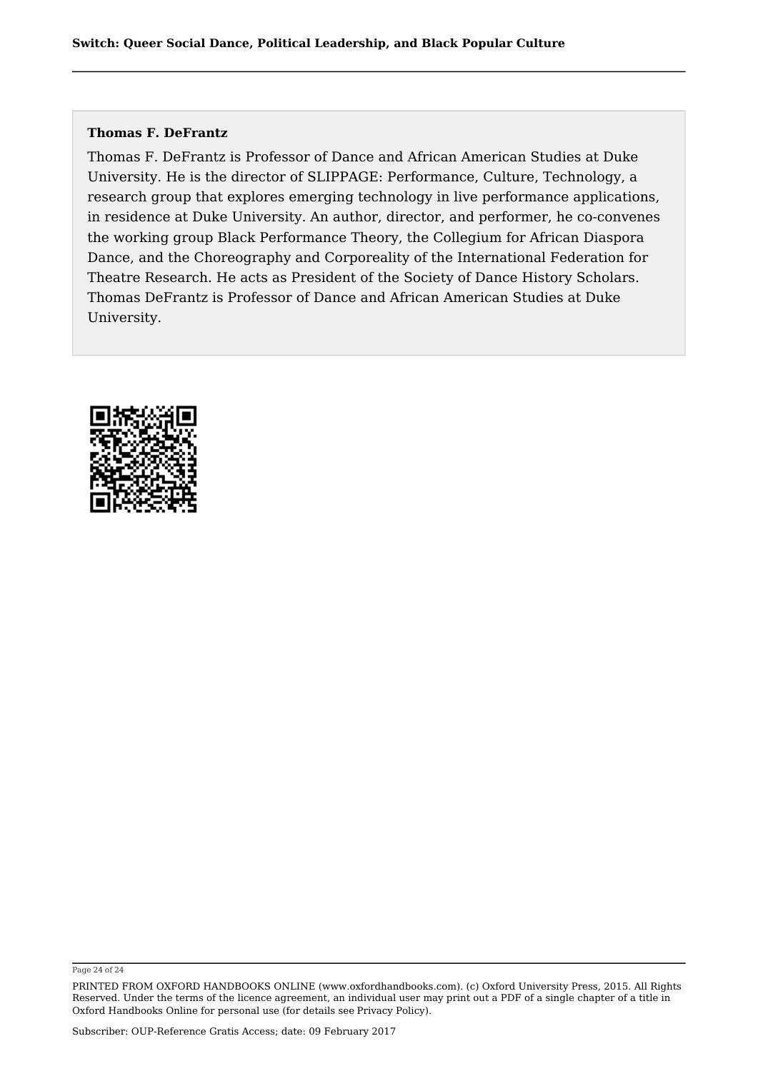**Thomas F. DeFrantz**

Thomas F. DeFrantz is Professor of Dance and African American Studies at Duke University. He is the director of SLIPPAGE: Performance, Culture, Technology, a research group that explores emerging technology in live performance applications, in residence at Duke University. An author, director, and performer, he co-convenes the working group Black Performance Theory, the Collegium for African Diaspora Dance, and the Choreography and Corporeality of the International Federation for Theatre Research. He acts as President of the Society of Dance History Scholars. Thomas DeFrantz is Professor of Dance and African American Studies at Duke University.